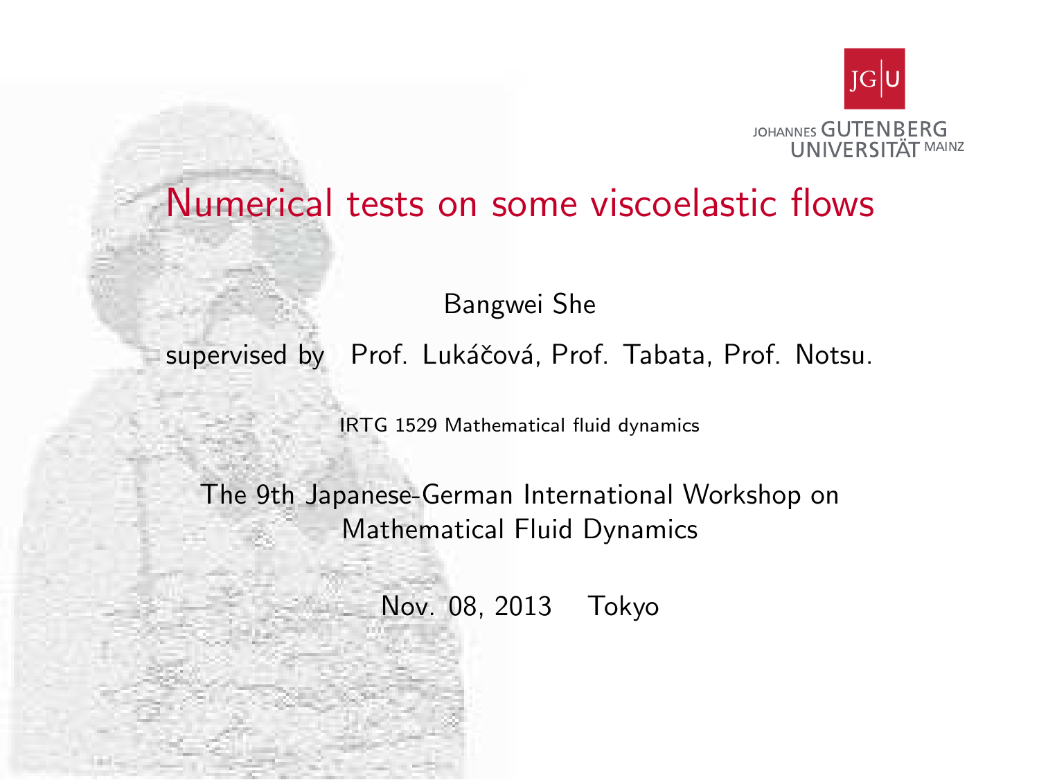# Numerical tests on some viscoelastic flows

Bangwei She

supervised by Prof. Lukáčová, Prof. Tabata, Prof. Notsu.

IRTG 1529 Mathematical fluid dynamics

The 9th Japanese-German International Workshop on Mathematical Fluid Dynamics

Nov. 08, 2013 Tokyo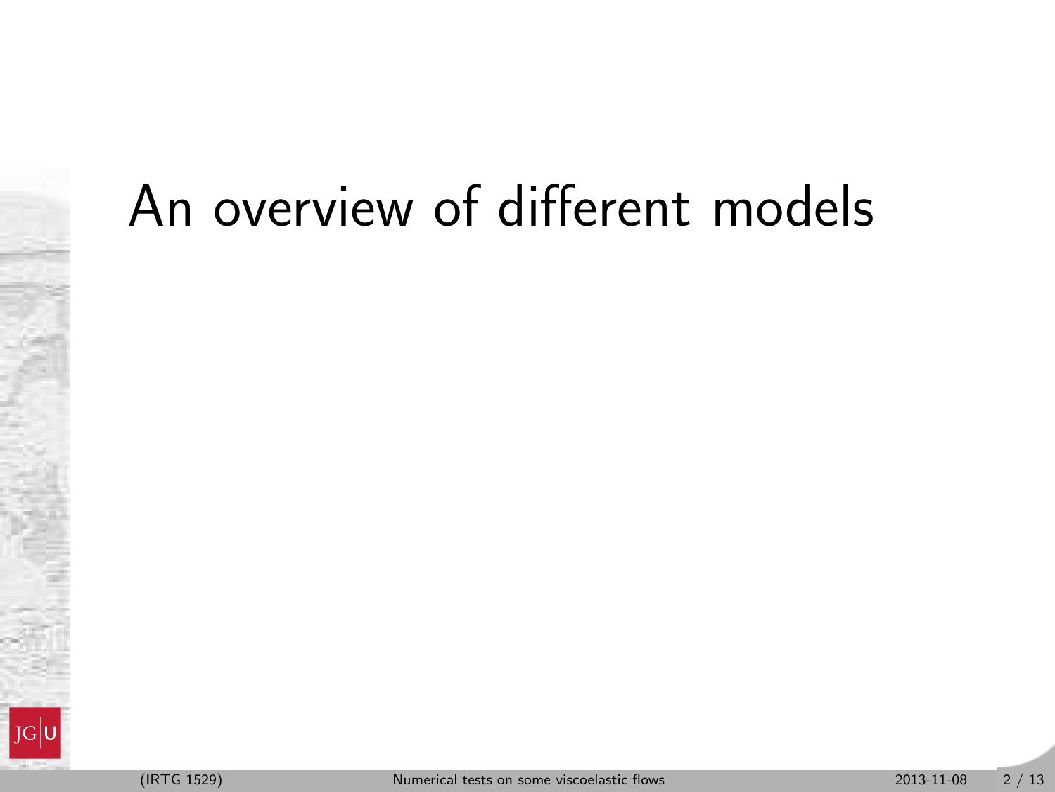# An overview of different models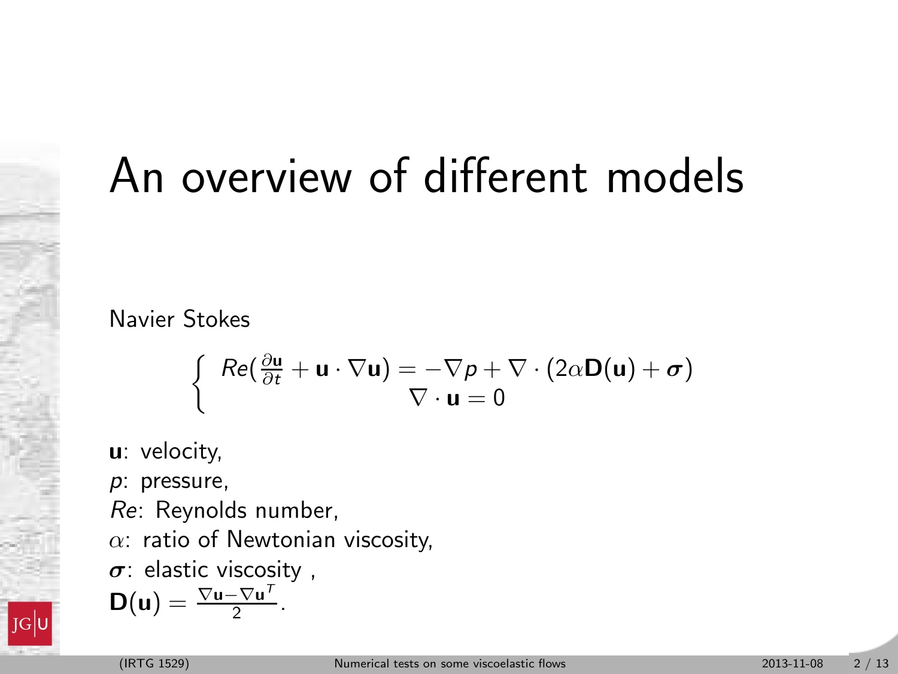# An overview of different models

Navier Stokes

$$
\begin{cases}
Re(\frac{\partial \mathbf{u}}{\partial t} + \mathbf{u} \cdot \nabla \mathbf{u}) = -\nabla p + \nabla \cdot (2\alpha \mathbf{D}(\mathbf{u}) + \boldsymbol{\sigma}) \\
\nabla \cdot \mathbf{u} = 0
\end{cases}
$$

$\mathbf{u}$: velocity,
$p$: pressure,
$Re$: Reynolds number,
$\alpha$: ratio of Newtonian viscosity,
$\boldsymbol{\sigma}$: elastic viscosity ,
$\mathbf{D}(\mathbf{u}) = \frac{\nabla \mathbf{u} - \nabla \mathbf{u}^T}{2}$.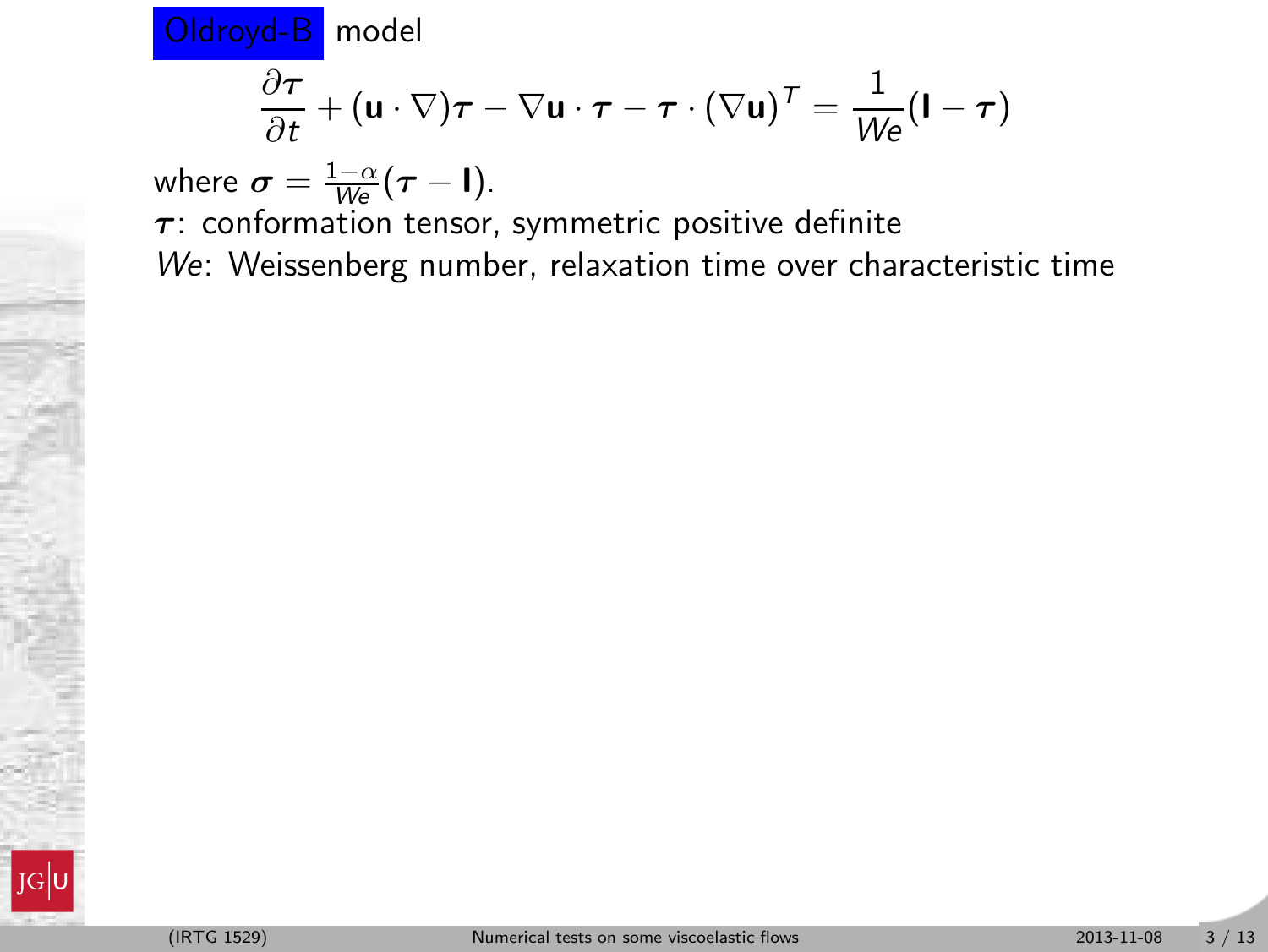Oldroyd-B model

$$\frac{\partial \boldsymbol{\tau}}{\partial t} + (\mathbf{u} \cdot \nabla)\boldsymbol{\tau} - \nabla \mathbf{u} \cdot \boldsymbol{\tau} - \boldsymbol{\tau} \cdot (\nabla \mathbf{u})^T = \frac{1}{We}(\mathbf{I} - \boldsymbol{\tau})$$

where $\boldsymbol{\sigma} = \frac{1-\alpha}{We}(\boldsymbol{\tau} - \mathbf{I})$.

$\boldsymbol{\tau}$: conformation tensor, symmetric positive definite

$We$: Weissenberg number, relaxation time over characteristic time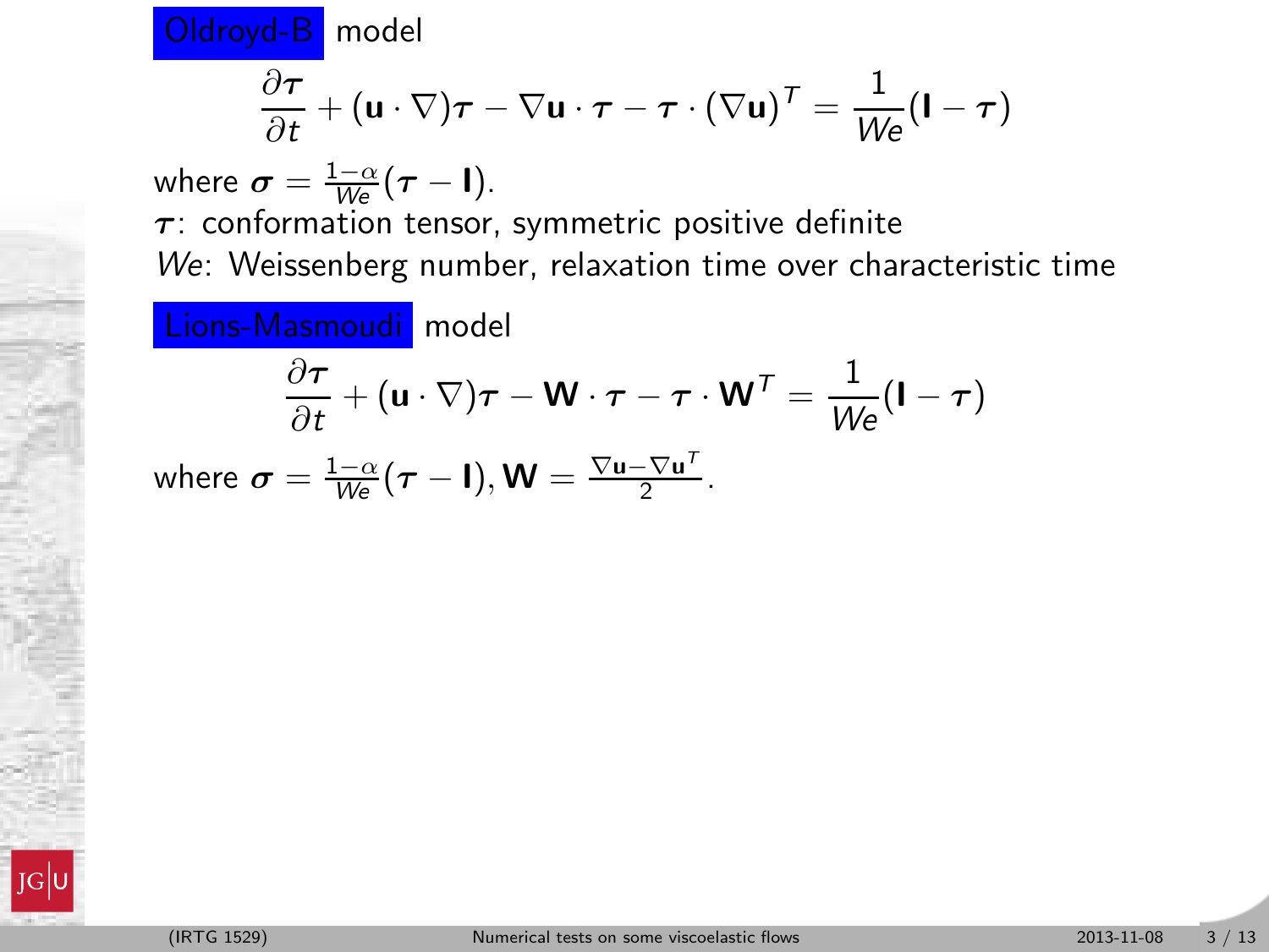**Oldroyd-B** model

$$\frac{\partial \boldsymbol{\tau}}{\partial t} + (\mathbf{u} \cdot \nabla)\boldsymbol{\tau} - \nabla \mathbf{u} \cdot \boldsymbol{\tau} - \boldsymbol{\tau} \cdot (\nabla \mathbf{u})^T = \frac{1}{We}(\mathbf{I} - \boldsymbol{\tau})$$

where $\boldsymbol{\sigma} = \frac{1-\alpha}{We}(\boldsymbol{\tau} - \mathbf{I})$.

$\boldsymbol{\tau}$: conformation tensor, symmetric positive definite

*We*: Weissenberg number, relaxation time over characteristic time

**Lions-Masmoudi** model

$$\frac{\partial \boldsymbol{\tau}}{\partial t} + (\mathbf{u} \cdot \nabla)\boldsymbol{\tau} - \mathbf{W} \cdot \boldsymbol{\tau} - \boldsymbol{\tau} \cdot \mathbf{W}^T = \frac{1}{We}(\mathbf{I} - \boldsymbol{\tau})$$

where $\boldsymbol{\sigma} = \frac{1-\alpha}{We}(\boldsymbol{\tau} - \mathbf{I}), \mathbf{W} = \frac{\nabla \mathbf{u} - \nabla \mathbf{u}^T}{2}$.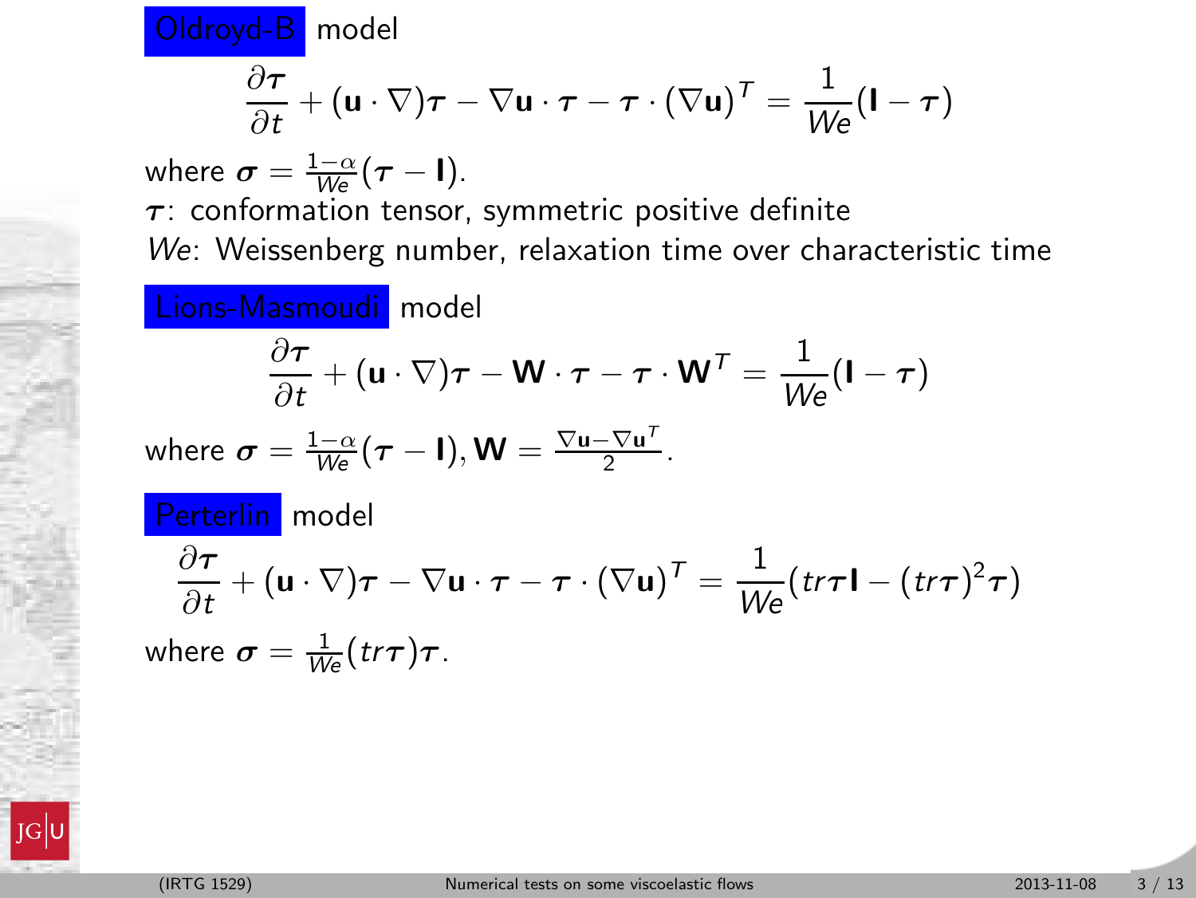**Oldroyd-B** model

$$\frac{\partial \boldsymbol{\tau}}{\partial t} + (\mathbf{u} \cdot \nabla)\boldsymbol{\tau} - \nabla \mathbf{u} \cdot \boldsymbol{\tau} - \boldsymbol{\tau} \cdot (\nabla \mathbf{u})^T = \frac{1}{We}(\mathbf{I} - \boldsymbol{\tau})$$

where $\boldsymbol{\sigma} = \frac{1-\alpha}{We}(\boldsymbol{\tau} - \mathbf{I})$.

$\boldsymbol{\tau}$: conformation tensor, symmetric positive definite

*We*: Weissenberg number, relaxation time over characteristic time

**Lions-Masmoudi** model

$$\frac{\partial \boldsymbol{\tau}}{\partial t} + (\mathbf{u} \cdot \nabla)\boldsymbol{\tau} - \mathbf{W} \cdot \boldsymbol{\tau} - \boldsymbol{\tau} \cdot \mathbf{W}^T = \frac{1}{We}(\mathbf{I} - \boldsymbol{\tau})$$

where $\boldsymbol{\sigma} = \frac{1-\alpha}{We}(\boldsymbol{\tau} - \mathbf{I}), \mathbf{W} = \frac{\nabla \mathbf{u} - \nabla \mathbf{u}^T}{2}$.

**Perterlin** model

$$\frac{\partial \boldsymbol{\tau}}{\partial t} + (\mathbf{u} \cdot \nabla)\boldsymbol{\tau} - \nabla \mathbf{u} \cdot \boldsymbol{\tau} - \boldsymbol{\tau} \cdot (\nabla \mathbf{u})^T = \frac{1}{We}(tr\boldsymbol{\tau}\mathbf{I} - (tr\boldsymbol{\tau})^2\boldsymbol{\tau})$$

where $\boldsymbol{\sigma} = \frac{1}{We}(tr\boldsymbol{\tau})\boldsymbol{\tau}$.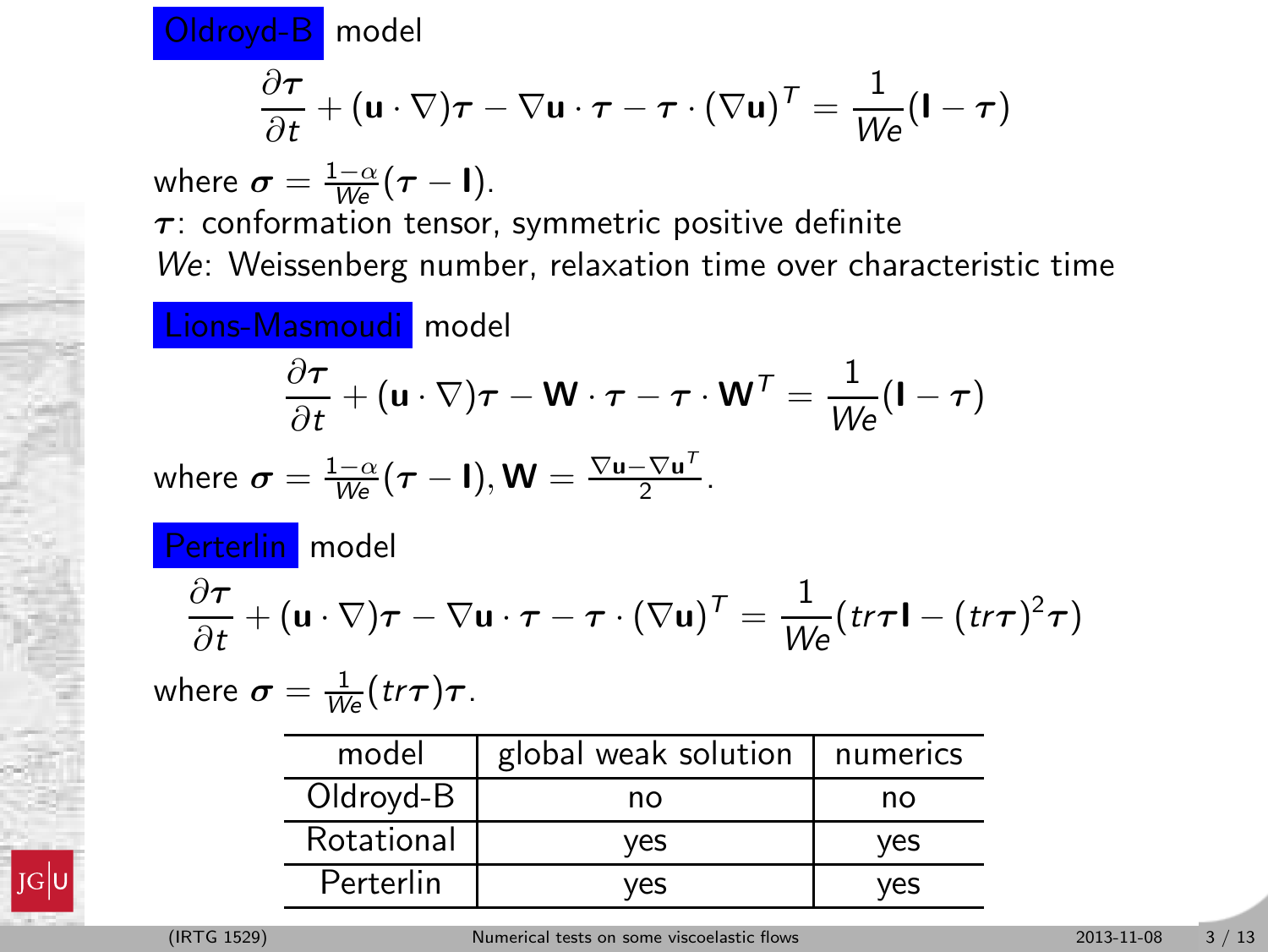**Oldroyd-B** model

$$\frac{\partial \boldsymbol{\tau}}{\partial t} + (\mathbf{u} \cdot \nabla)\boldsymbol{\tau} - \nabla \mathbf{u} \cdot \boldsymbol{\tau} - \boldsymbol{\tau} \cdot (\nabla \mathbf{u})^T = \frac{1}{We}(\mathbf{I} - \boldsymbol{\tau})$$

where $\boldsymbol{\sigma} = \frac{1-\alpha}{We}(\boldsymbol{\tau} - \mathbf{I})$.

$\boldsymbol{\tau}$: conformation tensor, symmetric positive definite

*We*: Weissenberg number, relaxation time over characteristic time

**Lions-Masmoudi** model

$$\frac{\partial \boldsymbol{\tau}}{\partial t} + (\mathbf{u} \cdot \nabla)\boldsymbol{\tau} - \mathbf{W} \cdot \boldsymbol{\tau} - \boldsymbol{\tau} \cdot \mathbf{W}^T = \frac{1}{We}(\mathbf{I} - \boldsymbol{\tau})$$

where $\boldsymbol{\sigma} = \frac{1-\alpha}{We}(\boldsymbol{\tau} - \mathbf{I}), \mathbf{W} = \frac{\nabla \mathbf{u} - \nabla \mathbf{u}^T}{2}$.

**Perterlin** model

$$\frac{\partial \boldsymbol{\tau}}{\partial t} + (\mathbf{u} \cdot \nabla)\boldsymbol{\tau} - \nabla \mathbf{u} \cdot \boldsymbol{\tau} - \boldsymbol{\tau} \cdot (\nabla \mathbf{u})^T = \frac{1}{We}(tr\boldsymbol{\tau}\mathbf{I} - (tr\boldsymbol{\tau})^2\boldsymbol{\tau})$$

where $\boldsymbol{\sigma} = \frac{1}{We}(tr\boldsymbol{\tau})\boldsymbol{\tau}$.

| model | global weak solution | numerics |
|---|---|---|
| Oldroyd-B | no | no |
| Rotational | yes | yes |
| Perterlin | yes | yes |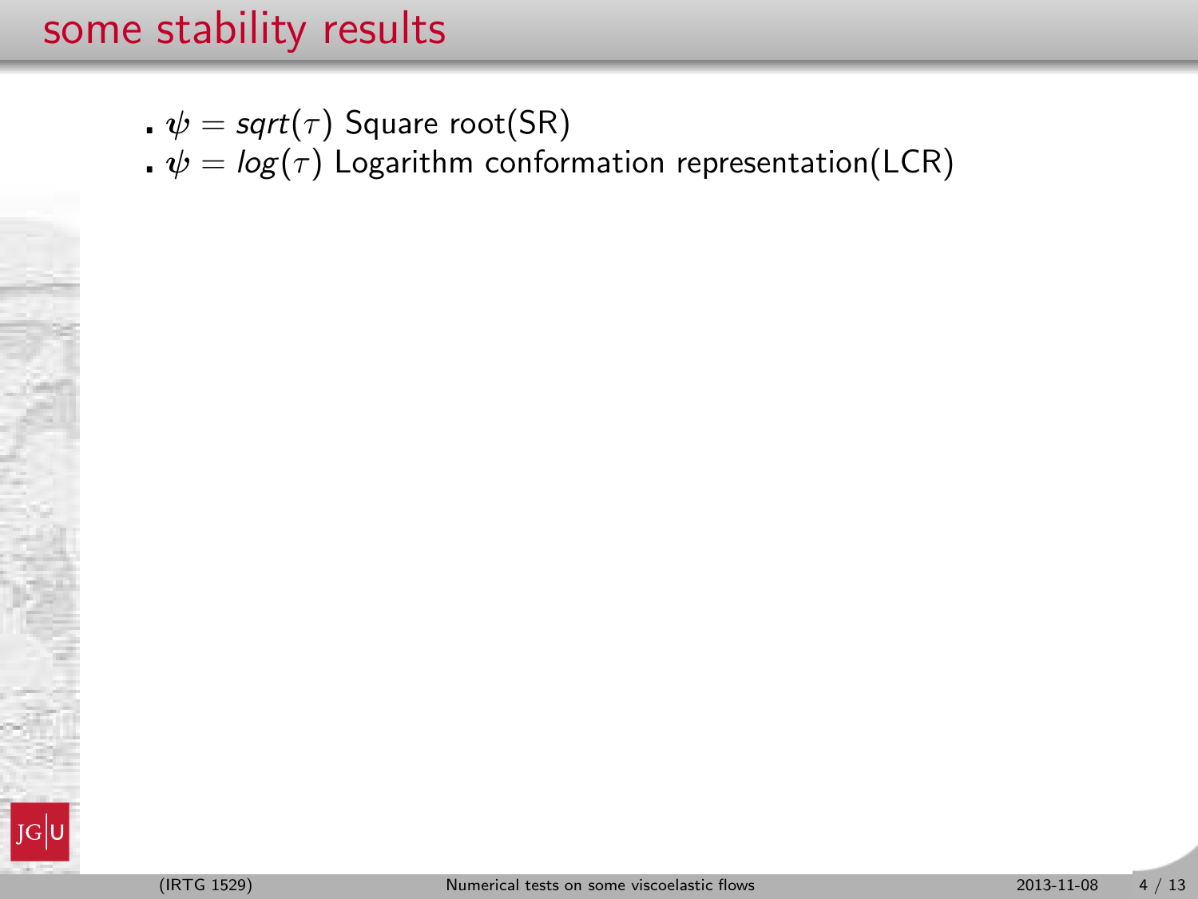# some stability results

- $\psi = sqrt(\tau)$ Square root(SR)
- $\psi = log(\tau)$ Logarithm conformation representation(LCR)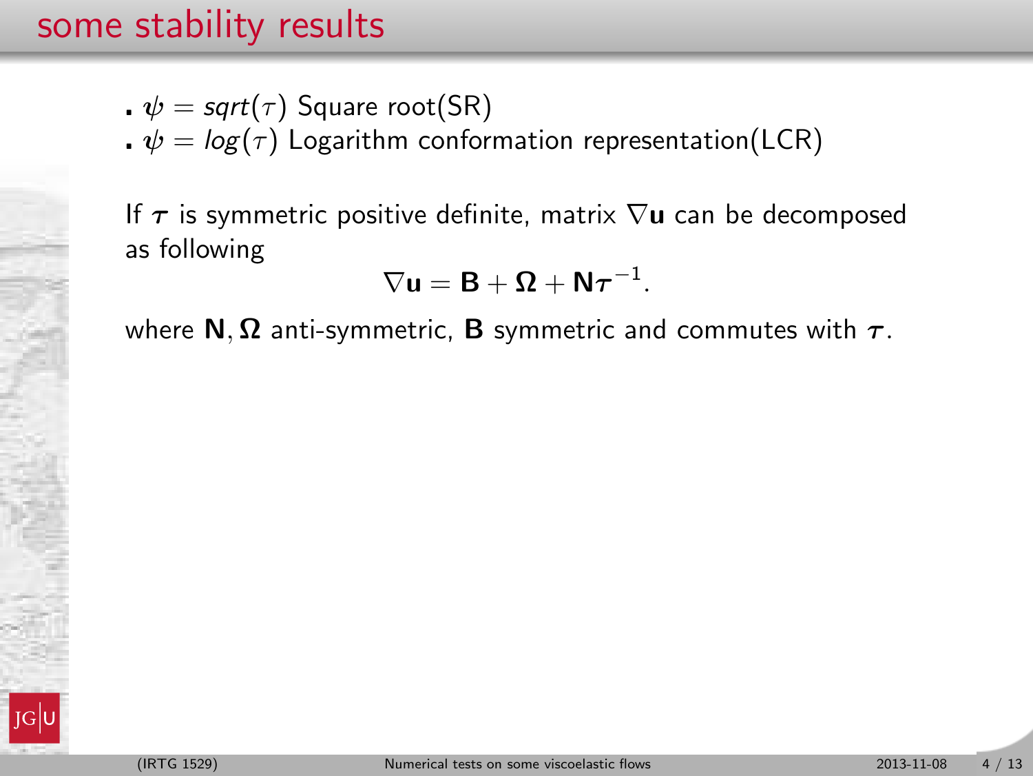# some stability results

- $\psi = sqrt(\tau)$ Square root(SR)
- $\psi = log(\tau)$ Logarithm conformation representation(LCR)

If $\boldsymbol{\tau}$ is symmetric positive definite, matrix $\nabla \mathbf{u}$ can be decomposed as following

$$\nabla \mathbf{u} = \mathbf{B} + \boldsymbol{\Omega} + \mathbf{N}\boldsymbol{\tau}^{-1}.$$

where $\mathbf{N}, \boldsymbol{\Omega}$ anti-symmetric, $\mathbf{B}$ symmetric and commutes with $\boldsymbol{\tau}$.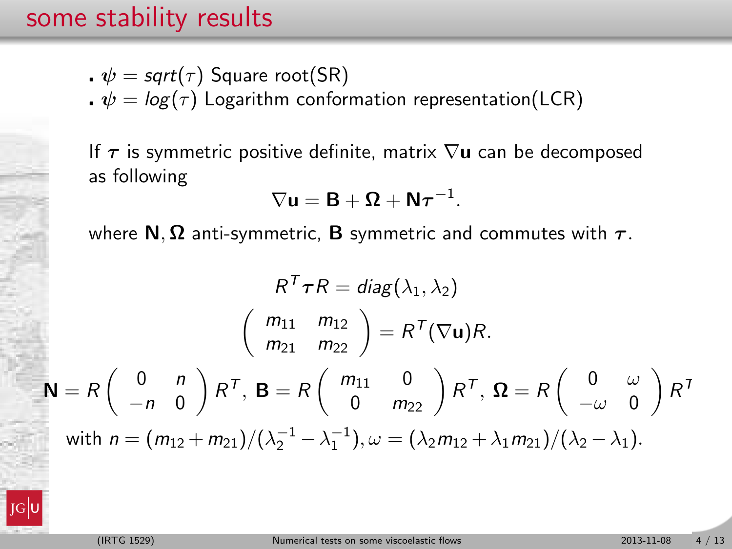# some stability results

- $\psi = sqrt(\tau)$ Square root(SR)
- $\psi = log(\tau)$ Logarithm conformation representation(LCR)

If $\boldsymbol{\tau}$ is symmetric positive definite, matrix $\nabla \mathbf{u}$ can be decomposed as following

$$\nabla \mathbf{u} = \mathbf{B} + \boldsymbol{\Omega} + \mathbf{N}\boldsymbol{\tau}^{-1}.$$

where $\mathbf{N}, \boldsymbol{\Omega}$ anti-symmetric, $\mathbf{B}$ symmetric and commutes with $\boldsymbol{\tau}$.

$$R^T \boldsymbol{\tau} R = diag(\lambda_1, \lambda_2)$$

$$\begin{pmatrix} m_{11} & m_{12} \\ m_{21} & m_{22} \end{pmatrix} = R^T (\nabla \mathbf{u}) R.$$

$$\mathbf{N} = R \begin{pmatrix} 0 & n \\ -n & 0 \end{pmatrix} R^T, \ \mathbf{B} = R \begin{pmatrix} m_{11} & 0 \\ 0 & m_{22} \end{pmatrix} R^T, \ \boldsymbol{\Omega} = R \begin{pmatrix} 0 & \omega \\ -\omega & 0 \end{pmatrix} R^T$$

with $n = (m_{12} + m_{21})/(\lambda_2^{-1} - \lambda_1^{-1}), \omega = (\lambda_2 m_{12} + \lambda_1 m_{21})/(\lambda_2 - \lambda_1)$.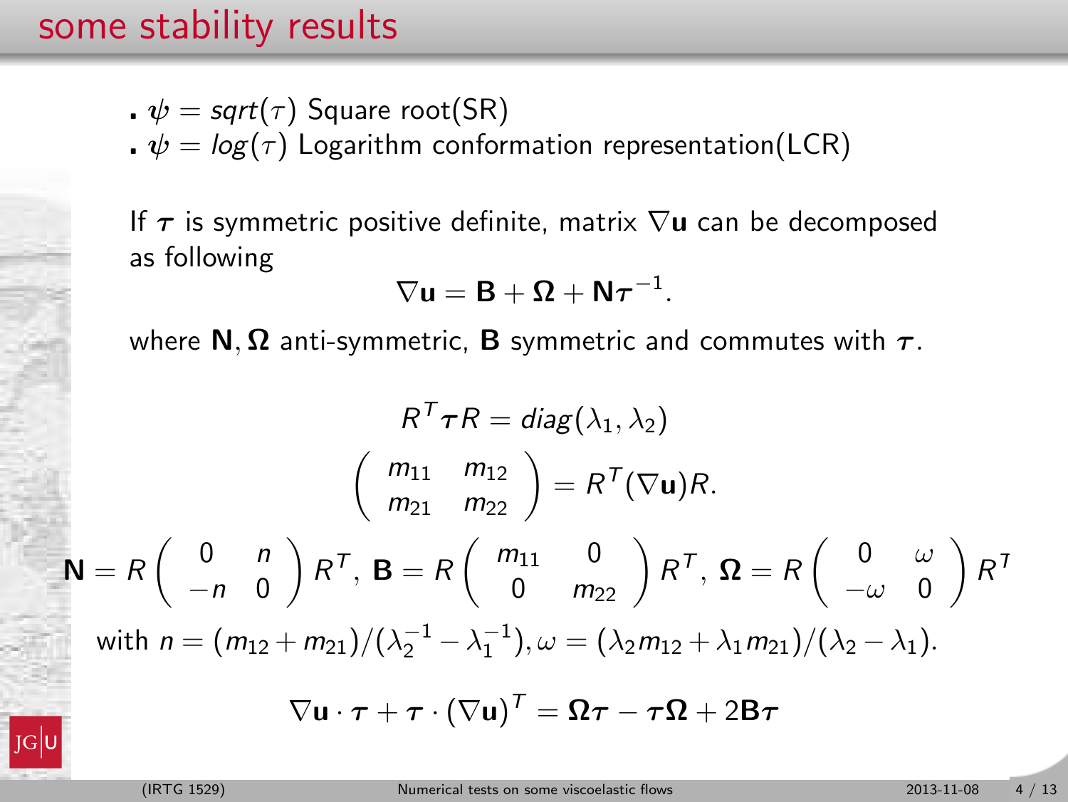## some stability results

- $\psi = sqrt(\tau)$ Square root(SR)
- $\psi = log(\tau)$ Logarithm conformation representation(LCR)

If $\boldsymbol{\tau}$ is symmetric positive definite, matrix $\nabla \mathbf{u}$ can be decomposed as following

$$\nabla \mathbf{u} = \mathbf{B} + \boldsymbol{\Omega} + \mathbf{N}\boldsymbol{\tau}^{-1}.$$

where $\mathbf{N}, \boldsymbol{\Omega}$ anti-symmetric, $\mathbf{B}$ symmetric and commutes with $\boldsymbol{\tau}$.

$$R^T \boldsymbol{\tau} R = diag(\lambda_1, \lambda_2)$$

$$\begin{pmatrix} m_{11} & m_{12} \\ m_{21} & m_{22} \end{pmatrix} = R^T (\nabla \mathbf{u}) R.$$

$$\mathbf{N} = R \begin{pmatrix} 0 & n \\ -n & 0 \end{pmatrix} R^T,\ \mathbf{B} = R \begin{pmatrix} m_{11} & 0 \\ 0 & m_{22} \end{pmatrix} R^T,\ \boldsymbol{\Omega} = R \begin{pmatrix} 0 & \omega \\ -\omega & 0 \end{pmatrix} R^T$$

with $n = (m_{12} + m_{21})/(\lambda_2^{-1} - \lambda_1^{-1}), \omega = (\lambda_2 m_{12} + \lambda_1 m_{21})/(\lambda_2 - \lambda_1)$.

$$\nabla \mathbf{u} \cdot \boldsymbol{\tau} + \boldsymbol{\tau} \cdot (\nabla \mathbf{u})^T = \boldsymbol{\Omega}\boldsymbol{\tau} - \boldsymbol{\tau}\boldsymbol{\Omega} + 2\mathbf{B}\boldsymbol{\tau}$$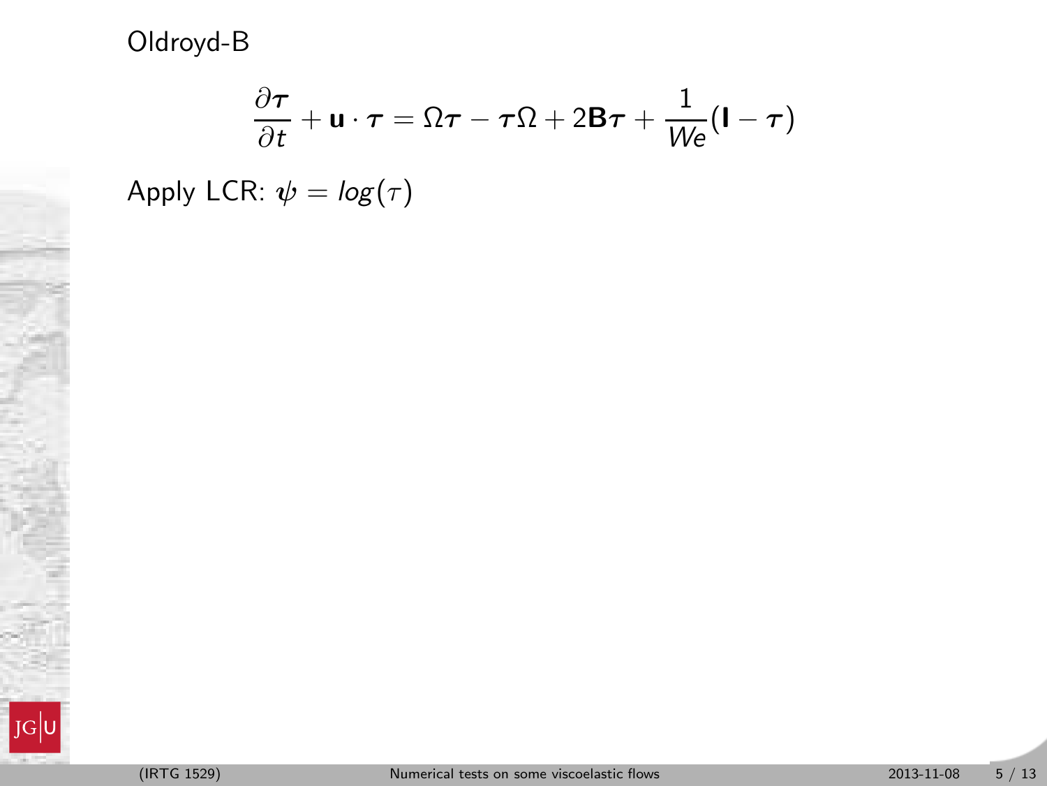Oldroyd-B

$$\frac{\partial \boldsymbol{\tau}}{\partial t} + \mathbf{u} \cdot \boldsymbol{\tau} = \Omega \boldsymbol{\tau} - \boldsymbol{\tau} \Omega + 2\mathbf{B}\boldsymbol{\tau} + \frac{1}{We}(\mathbf{I} - \boldsymbol{\tau})$$

Apply LCR: $\boldsymbol{\psi} = log(\tau)$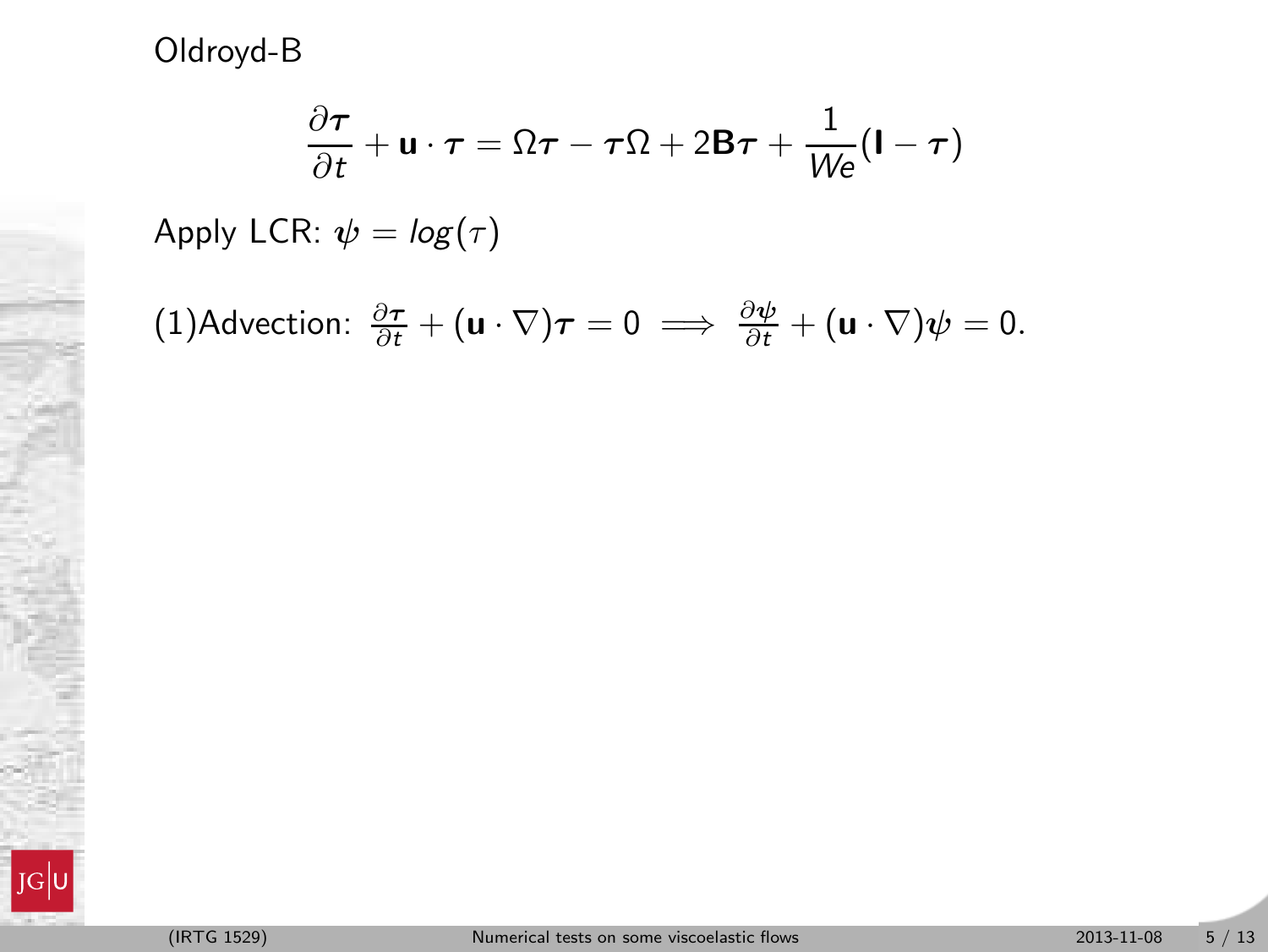Oldroyd-B

$$\frac{\partial \boldsymbol{\tau}}{\partial t} + \mathbf{u} \cdot \boldsymbol{\tau} = \Omega \boldsymbol{\tau} - \boldsymbol{\tau} \Omega + 2\mathbf{B}\boldsymbol{\tau} + \frac{1}{We}(\mathbf{I} - \boldsymbol{\tau})$$

Apply LCR: $\boldsymbol{\psi} = log(\tau)$

(1)Advection: $\frac{\partial \boldsymbol{\tau}}{\partial t} + (\mathbf{u} \cdot \nabla)\boldsymbol{\tau} = 0 \implies \frac{\partial \boldsymbol{\psi}}{\partial t} + (\mathbf{u} \cdot \nabla)\boldsymbol{\psi} = 0.$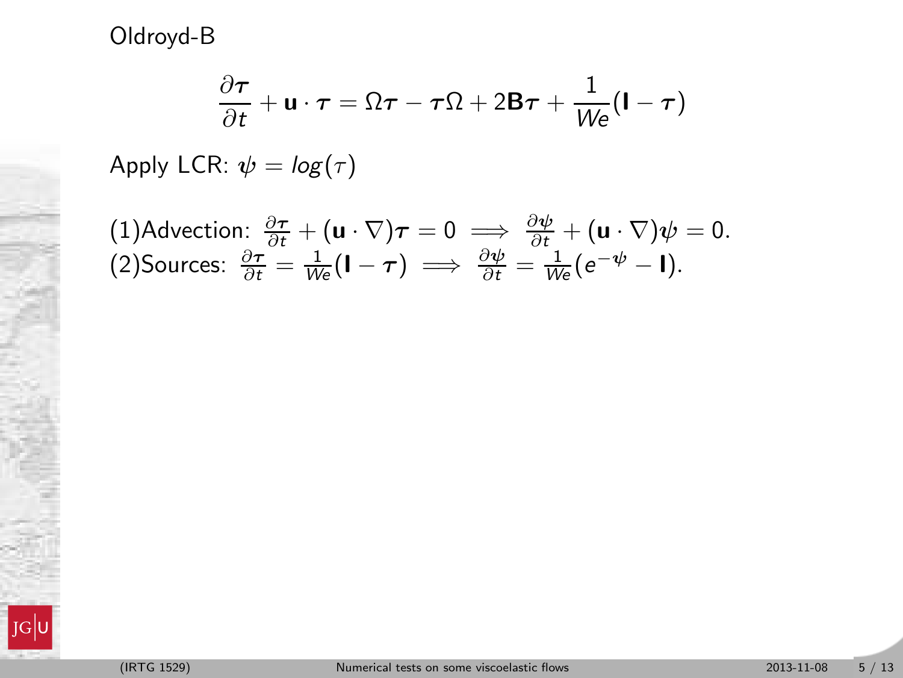Oldroyd-B

$$\frac{\partial \boldsymbol{\tau}}{\partial t} + \mathbf{u} \cdot \boldsymbol{\tau} = \Omega \boldsymbol{\tau} - \boldsymbol{\tau} \Omega + 2\mathbf{B}\boldsymbol{\tau} + \frac{1}{We}(\mathbf{I} - \boldsymbol{\tau})$$

Apply LCR: $\boldsymbol{\psi} = log(\tau)$

(1)Advection: $\frac{\partial \boldsymbol{\tau}}{\partial t} + (\mathbf{u} \cdot \nabla)\boldsymbol{\tau} = 0 \implies \frac{\partial \boldsymbol{\psi}}{\partial t} + (\mathbf{u} \cdot \nabla)\boldsymbol{\psi} = 0.$

(2)Sources: $\frac{\partial \boldsymbol{\tau}}{\partial t} = \frac{1}{We}(\mathbf{I} - \boldsymbol{\tau}) \implies \frac{\partial \boldsymbol{\psi}}{\partial t} = \frac{1}{We}(e^{-\boldsymbol{\psi}} - \mathbf{I}).$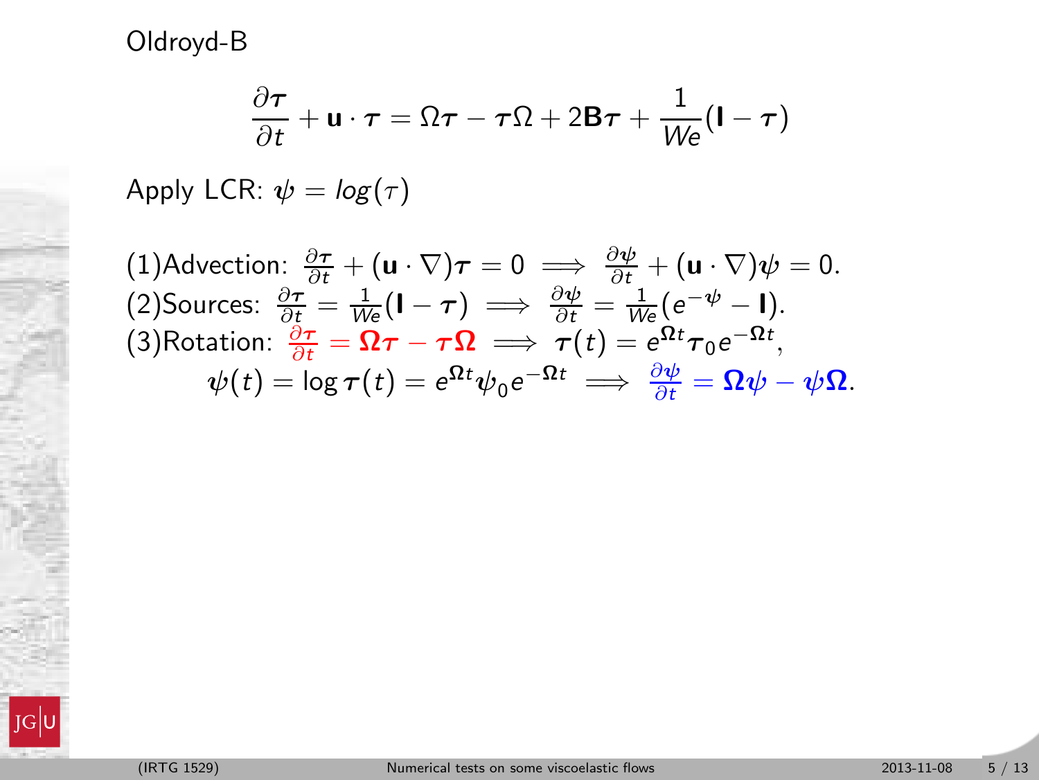Oldroyd-B

$$\frac{\partial \boldsymbol{\tau}}{\partial t} + \mathbf{u} \cdot \boldsymbol{\tau} = \Omega \boldsymbol{\tau} - \boldsymbol{\tau} \Omega + 2\mathbf{B}\boldsymbol{\tau} + \frac{1}{We}(\mathbf{I} - \boldsymbol{\tau})$$

Apply LCR: $\boldsymbol{\psi} = log(\tau)$

(1)Advection: $\frac{\partial \boldsymbol{\tau}}{\partial t} + (\mathbf{u} \cdot \nabla)\boldsymbol{\tau} = 0 \implies \frac{\partial \boldsymbol{\psi}}{\partial t} + (\mathbf{u} \cdot \nabla)\boldsymbol{\psi} = 0.$

(2)Sources: $\frac{\partial \boldsymbol{\tau}}{\partial t} = \frac{1}{We}(\mathbf{I} - \boldsymbol{\tau}) \implies \frac{\partial \boldsymbol{\psi}}{\partial t} = \frac{1}{We}(e^{-\boldsymbol{\psi}} - \mathbf{I}).$

(3)Rotation: $\frac{\partial \boldsymbol{\tau}}{\partial t} = \boldsymbol{\Omega}\boldsymbol{\tau} - \boldsymbol{\tau}\boldsymbol{\Omega} \implies \boldsymbol{\tau}(t) = e^{\boldsymbol{\Omega} t}\boldsymbol{\tau}_0 e^{-\boldsymbol{\Omega} t},$

$$\boldsymbol{\psi}(t) = \log \boldsymbol{\tau}(t) = e^{\boldsymbol{\Omega} t}\boldsymbol{\psi}_0 e^{-\boldsymbol{\Omega} t} \implies \frac{\partial \boldsymbol{\psi}}{\partial t} = \boldsymbol{\Omega}\boldsymbol{\psi} - \boldsymbol{\psi}\boldsymbol{\Omega}.$$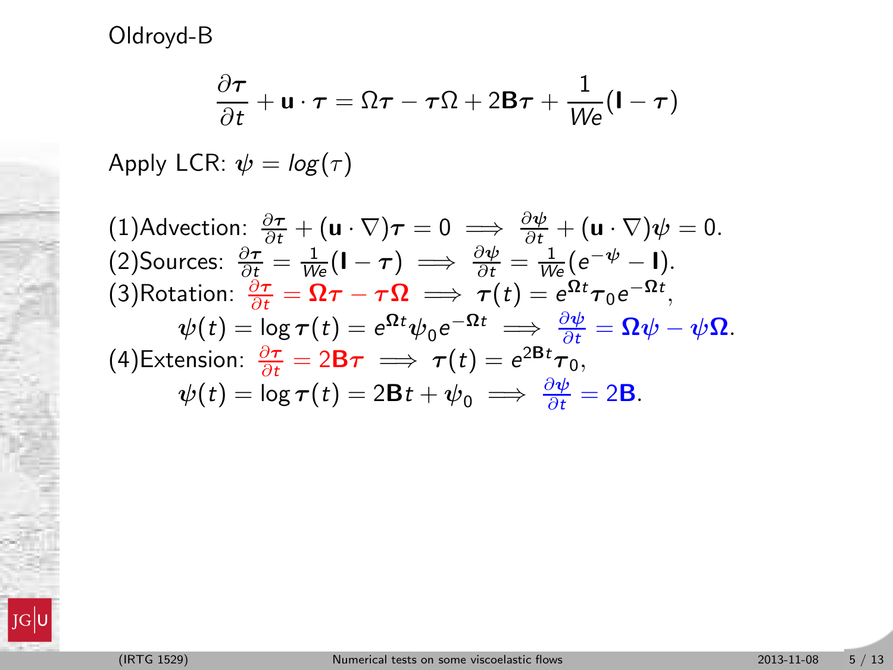Oldroyd-B

$$\frac{\partial \boldsymbol{\tau}}{\partial t} + \mathbf{u} \cdot \boldsymbol{\tau} = \Omega \boldsymbol{\tau} - \boldsymbol{\tau} \Omega + 2\mathbf{B}\boldsymbol{\tau} + \frac{1}{We}(\mathbf{I} - \boldsymbol{\tau})$$

Apply LCR: $\boldsymbol{\psi} = log(\tau)$

(1)Advection: $\frac{\partial \boldsymbol{\tau}}{\partial t} + (\mathbf{u} \cdot \nabla)\boldsymbol{\tau} = 0 \implies \frac{\partial \boldsymbol{\psi}}{\partial t} + (\mathbf{u} \cdot \nabla)\boldsymbol{\psi} = 0.$

(2)Sources: $\frac{\partial \boldsymbol{\tau}}{\partial t} = \frac{1}{We}(\mathbf{I} - \boldsymbol{\tau}) \implies \frac{\partial \boldsymbol{\psi}}{\partial t} = \frac{1}{We}(e^{-\boldsymbol{\psi}} - \mathbf{I}).$

(3)Rotation: $\frac{\partial \boldsymbol{\tau}}{\partial t} = \boldsymbol{\Omega}\boldsymbol{\tau} - \boldsymbol{\tau}\boldsymbol{\Omega} \implies \boldsymbol{\tau}(t) = e^{\boldsymbol{\Omega} t}\boldsymbol{\tau}_0 e^{-\boldsymbol{\Omega} t},$

$$\boldsymbol{\psi}(t) = \log \boldsymbol{\tau}(t) = e^{\boldsymbol{\Omega} t}\boldsymbol{\psi}_0 e^{-\boldsymbol{\Omega} t} \implies \frac{\partial \boldsymbol{\psi}}{\partial t} = \boldsymbol{\Omega}\boldsymbol{\psi} - \boldsymbol{\psi}\boldsymbol{\Omega}.$$

(4)Extension: $\frac{\partial \boldsymbol{\tau}}{\partial t} = 2\mathbf{B}\boldsymbol{\tau} \implies \boldsymbol{\tau}(t) = e^{2\mathbf{B}t}\boldsymbol{\tau}_0,$

$$\boldsymbol{\psi}(t) = \log \boldsymbol{\tau}(t) = 2\mathbf{B}t + \boldsymbol{\psi}_0 \implies \frac{\partial \boldsymbol{\psi}}{\partial t} = 2\mathbf{B}.$$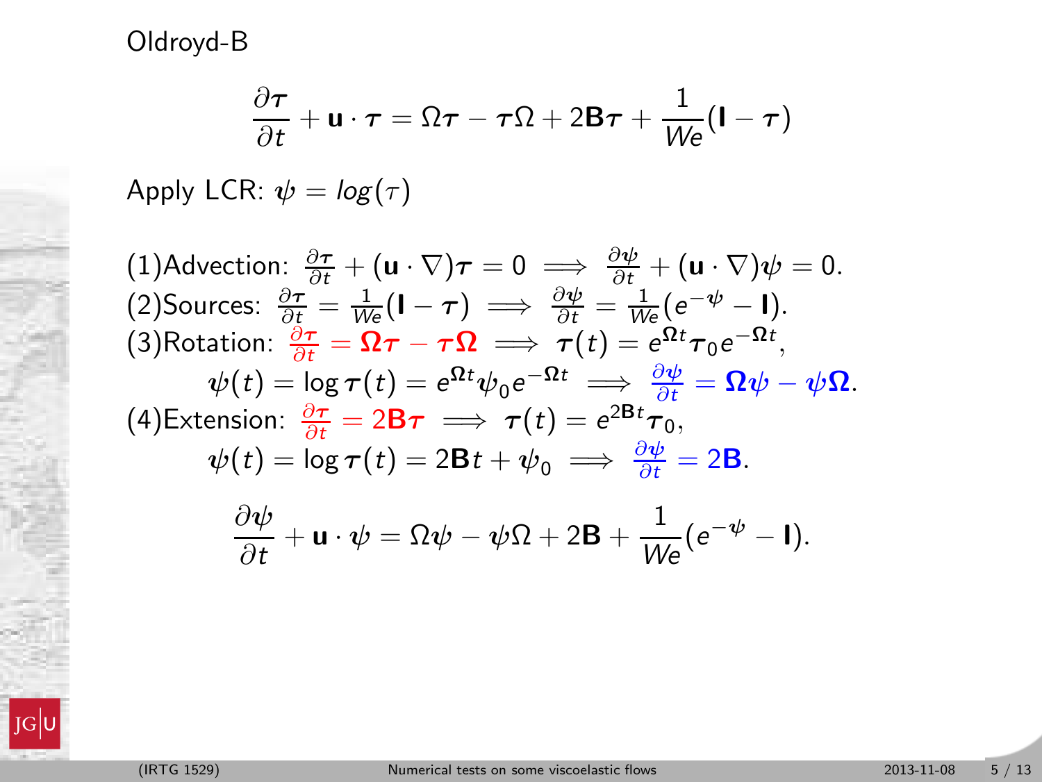Oldroyd-B

$$\frac{\partial \boldsymbol{\tau}}{\partial t} + \mathbf{u} \cdot \boldsymbol{\tau} = \Omega \boldsymbol{\tau} - \boldsymbol{\tau} \Omega + 2\mathbf{B}\boldsymbol{\tau} + \frac{1}{We}(\mathbf{I} - \boldsymbol{\tau})$$

Apply LCR: $\boldsymbol{\psi} = log(\tau)$

(1)Advection: $\frac{\partial \boldsymbol{\tau}}{\partial t} + (\mathbf{u} \cdot \nabla)\boldsymbol{\tau} = 0 \implies \frac{\partial \boldsymbol{\psi}}{\partial t} + (\mathbf{u} \cdot \nabla)\boldsymbol{\psi} = 0.$

(2)Sources: $\frac{\partial \boldsymbol{\tau}}{\partial t} = \frac{1}{We}(\mathbf{I} - \boldsymbol{\tau}) \implies \frac{\partial \boldsymbol{\psi}}{\partial t} = \frac{1}{We}(e^{-\boldsymbol{\psi}} - \mathbf{I}).$

(3)Rotation: $\frac{\partial \boldsymbol{\tau}}{\partial t} = \boldsymbol{\Omega}\boldsymbol{\tau} - \boldsymbol{\tau}\boldsymbol{\Omega} \implies \boldsymbol{\tau}(t) = e^{\boldsymbol{\Omega} t}\boldsymbol{\tau}_0 e^{-\boldsymbol{\Omega} t},$

$$\boldsymbol{\psi}(t) = \log \boldsymbol{\tau}(t) = e^{\boldsymbol{\Omega} t}\boldsymbol{\psi}_0 e^{-\boldsymbol{\Omega} t} \implies \frac{\partial \boldsymbol{\psi}}{\partial t} = \boldsymbol{\Omega}\boldsymbol{\psi} - \boldsymbol{\psi}\boldsymbol{\Omega}.$$

(4)Extension: $\frac{\partial \boldsymbol{\tau}}{\partial t} = 2\mathbf{B}\boldsymbol{\tau} \implies \boldsymbol{\tau}(t) = e^{2\mathbf{B}t}\boldsymbol{\tau}_0,$

$$\boldsymbol{\psi}(t) = \log \boldsymbol{\tau}(t) = 2\mathbf{B}t + \boldsymbol{\psi}_0 \implies \frac{\partial \boldsymbol{\psi}}{\partial t} = 2\mathbf{B}.$$

$$\frac{\partial \boldsymbol{\psi}}{\partial t} + \mathbf{u} \cdot \boldsymbol{\psi} = \Omega \boldsymbol{\psi} - \boldsymbol{\psi} \Omega + 2\mathbf{B} + \frac{1}{We}(e^{-\boldsymbol{\psi}} - \mathbf{I}).$$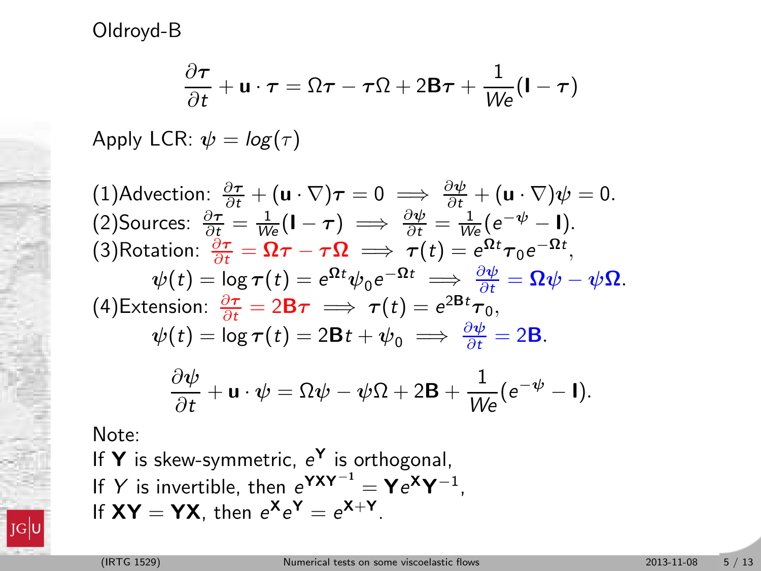Oldroyd-B

$$\frac{\partial \boldsymbol{\tau}}{\partial t} + \mathbf{u} \cdot \boldsymbol{\tau} = \Omega \boldsymbol{\tau} - \boldsymbol{\tau} \Omega + 2\mathbf{B}\boldsymbol{\tau} + \frac{1}{We}(\mathbf{I} - \boldsymbol{\tau})$$

Apply LCR: $\boldsymbol{\psi} = log(\tau)$

(1)Advection: $\frac{\partial \boldsymbol{\tau}}{\partial t} + (\mathbf{u} \cdot \nabla)\boldsymbol{\tau} = 0 \implies \frac{\partial \boldsymbol{\psi}}{\partial t} + (\mathbf{u} \cdot \nabla)\boldsymbol{\psi} = 0.$

(2)Sources: $\frac{\partial \boldsymbol{\tau}}{\partial t} = \frac{1}{We}(\mathbf{I} - \boldsymbol{\tau}) \implies \frac{\partial \boldsymbol{\psi}}{\partial t} = \frac{1}{We}(e^{-\boldsymbol{\psi}} - \mathbf{I}).$

(3)Rotation: $\frac{\partial \boldsymbol{\tau}}{\partial t} = \boldsymbol{\Omega}\boldsymbol{\tau} - \boldsymbol{\tau}\boldsymbol{\Omega} \implies \boldsymbol{\tau}(t) = e^{\boldsymbol{\Omega} t}\boldsymbol{\tau}_0 e^{-\boldsymbol{\Omega} t},$

$$\boldsymbol{\psi}(t) = \log \boldsymbol{\tau}(t) = e^{\boldsymbol{\Omega} t}\boldsymbol{\psi}_0 e^{-\boldsymbol{\Omega} t} \implies \frac{\partial \boldsymbol{\psi}}{\partial t} = \boldsymbol{\Omega}\boldsymbol{\psi} - \boldsymbol{\psi}\boldsymbol{\Omega}.$$

(4)Extension: $\frac{\partial \boldsymbol{\tau}}{\partial t} = 2\mathbf{B}\boldsymbol{\tau} \implies \boldsymbol{\tau}(t) = e^{2\mathbf{B}t}\boldsymbol{\tau}_0,$

$$\boldsymbol{\psi}(t) = \log \boldsymbol{\tau}(t) = 2\mathbf{B}t + \boldsymbol{\psi}_0 \implies \frac{\partial \boldsymbol{\psi}}{\partial t} = 2\mathbf{B}.$$

$$\frac{\partial \boldsymbol{\psi}}{\partial t} + \mathbf{u} \cdot \boldsymbol{\psi} = \Omega \boldsymbol{\psi} - \boldsymbol{\psi} \Omega + 2\mathbf{B} + \frac{1}{We}(e^{-\boldsymbol{\psi}} - \mathbf{I}).$$

Note:

If $\mathbf{Y}$ is skew-symmetric, $e^{\mathbf{Y}}$ is orthogonal,

If $Y$ is invertible, then $e^{\mathbf{Y}\mathbf{X}\mathbf{Y}^{-1}} = \mathbf{Y}e^{\mathbf{X}}\mathbf{Y}^{-1}$,

If $\mathbf{XY} = \mathbf{YX}$, then $e^{\mathbf{X}}e^{\mathbf{Y}} = e^{\mathbf{X}+\mathbf{Y}}$.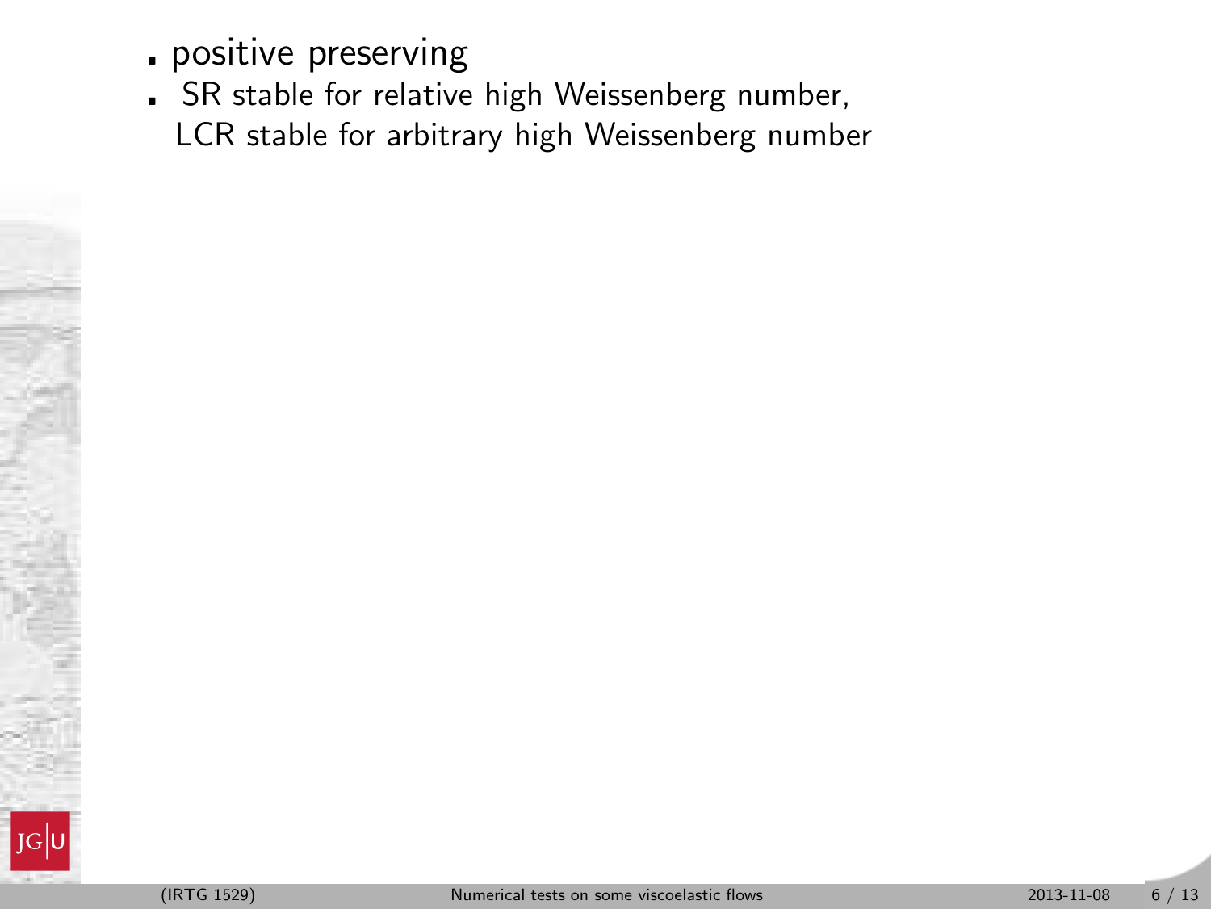- positive preserving
- SR stable for relative high Weissenberg number, LCR stable for arbitrary high Weissenberg number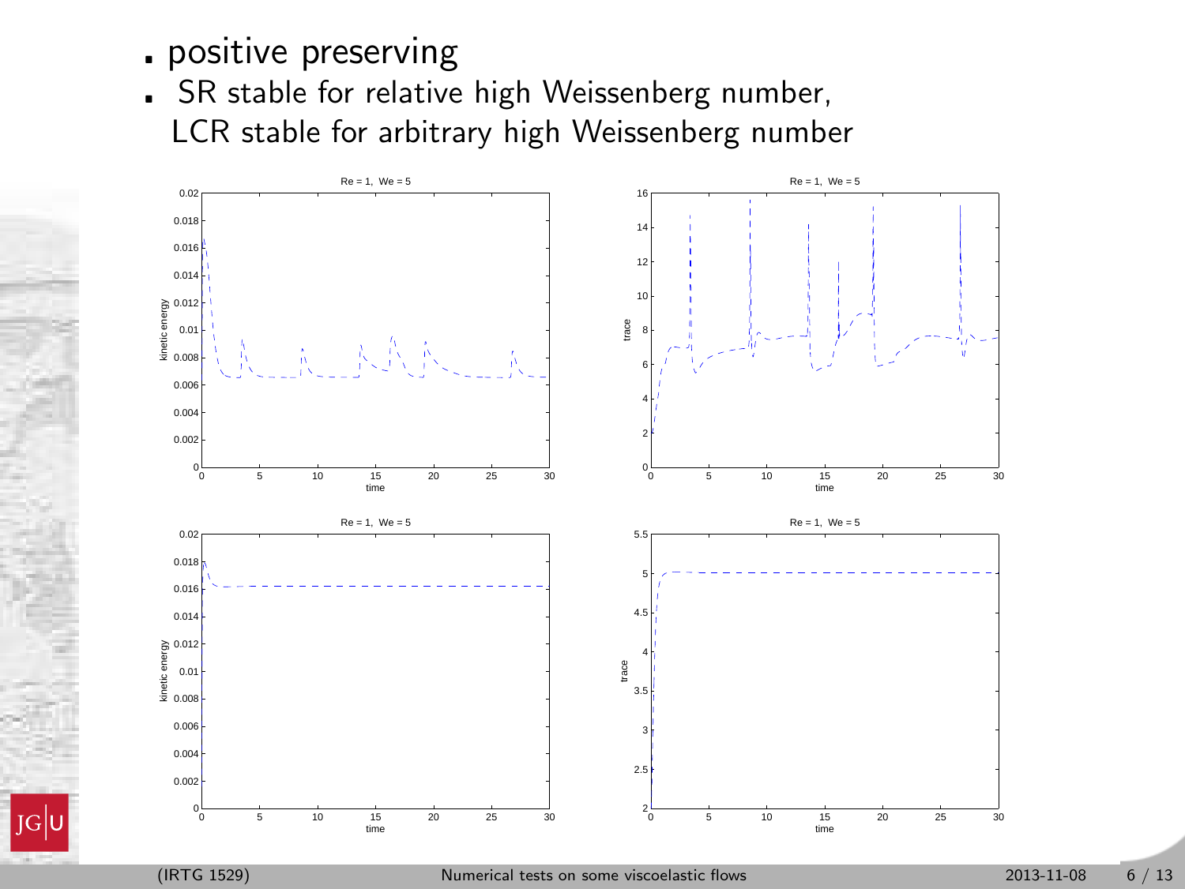- positive preserving
- SR stable for relative high Weissenberg number,
  LCR stable for arbitrary high Weissenberg number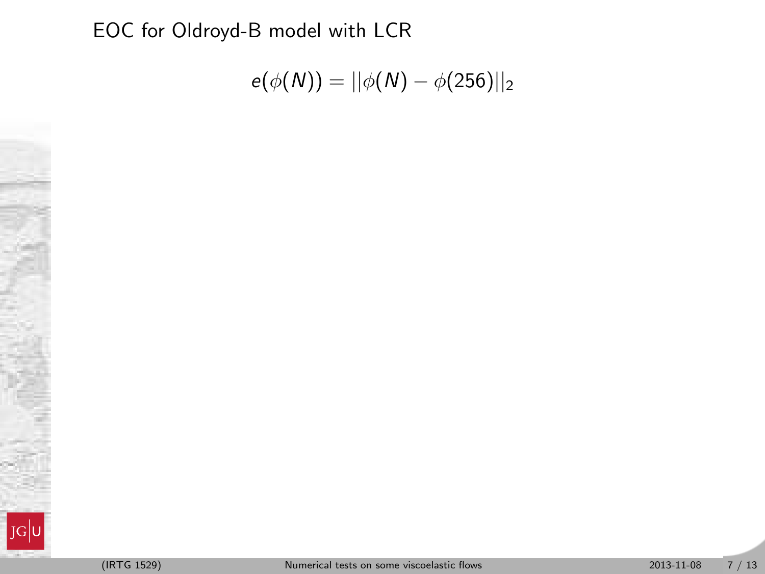# EOC for Oldroyd-B model with LCR

$$e(\phi(N)) = ||\phi(N) - \phi(256)||_2$$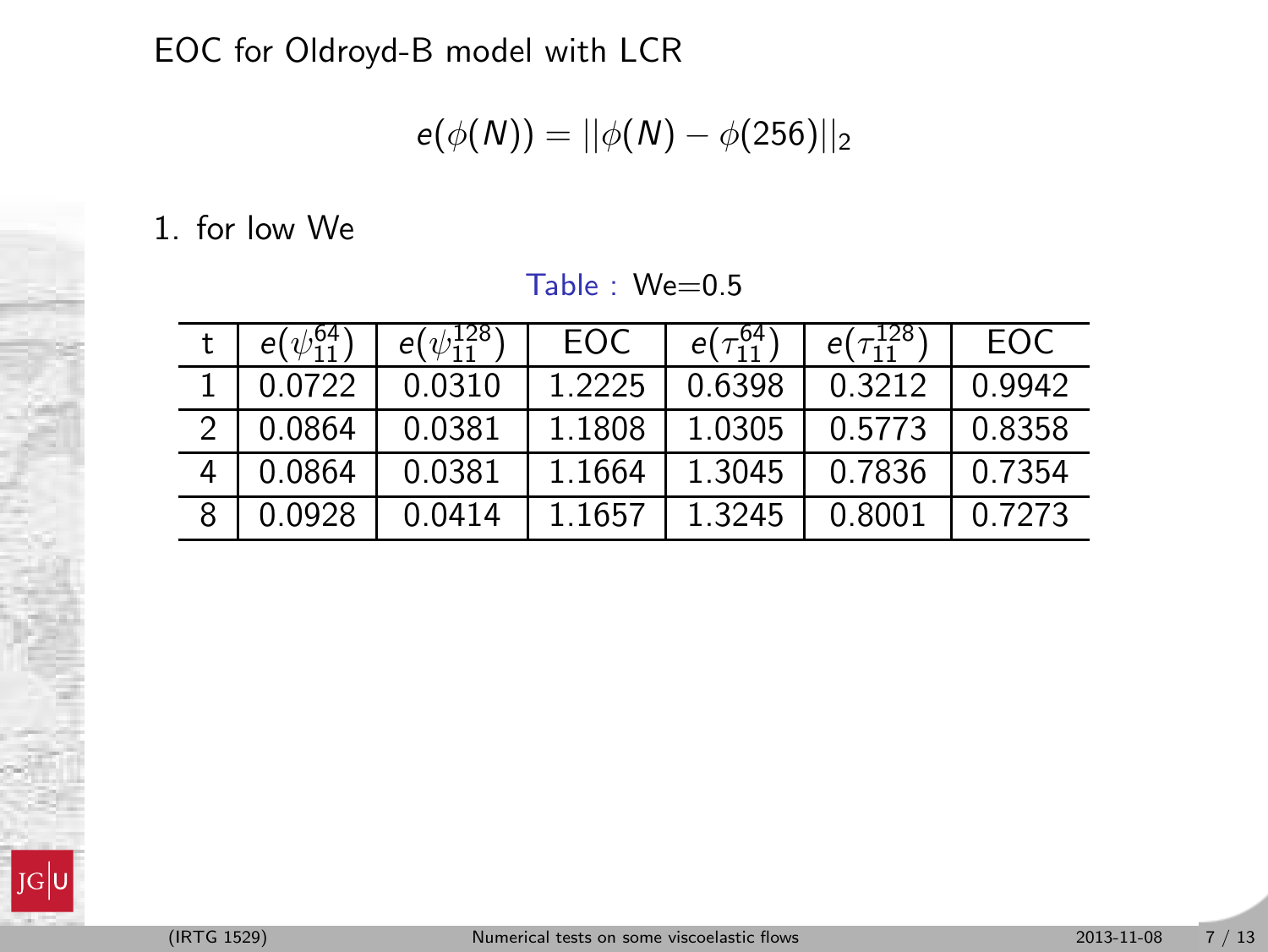# EOC for Oldroyd-B model with LCR

$$e(\phi(N)) = ||\phi(N) - \phi(256)||_2$$

1. for low We

Table : We=0.5

| t | $e(\psi_{11}^{64})$ | $e(\psi_{11}^{128})$ | EOC | $e(\tau_{11}^{64})$ | $e(\tau_{11}^{128})$ | EOC |
|---|---|---|---|---|---|---|
| 1 | 0.0722 | 0.0310 | 1.2225 | 0.6398 | 0.3212 | 0.9942 |
| 2 | 0.0864 | 0.0381 | 1.1808 | 1.0305 | 0.5773 | 0.8358 |
| 4 | 0.0864 | 0.0381 | 1.1664 | 1.3045 | 0.7836 | 0.7354 |
| 8 | 0.0928 | 0.0414 | 1.1657 | 1.3245 | 0.8001 | 0.7273 |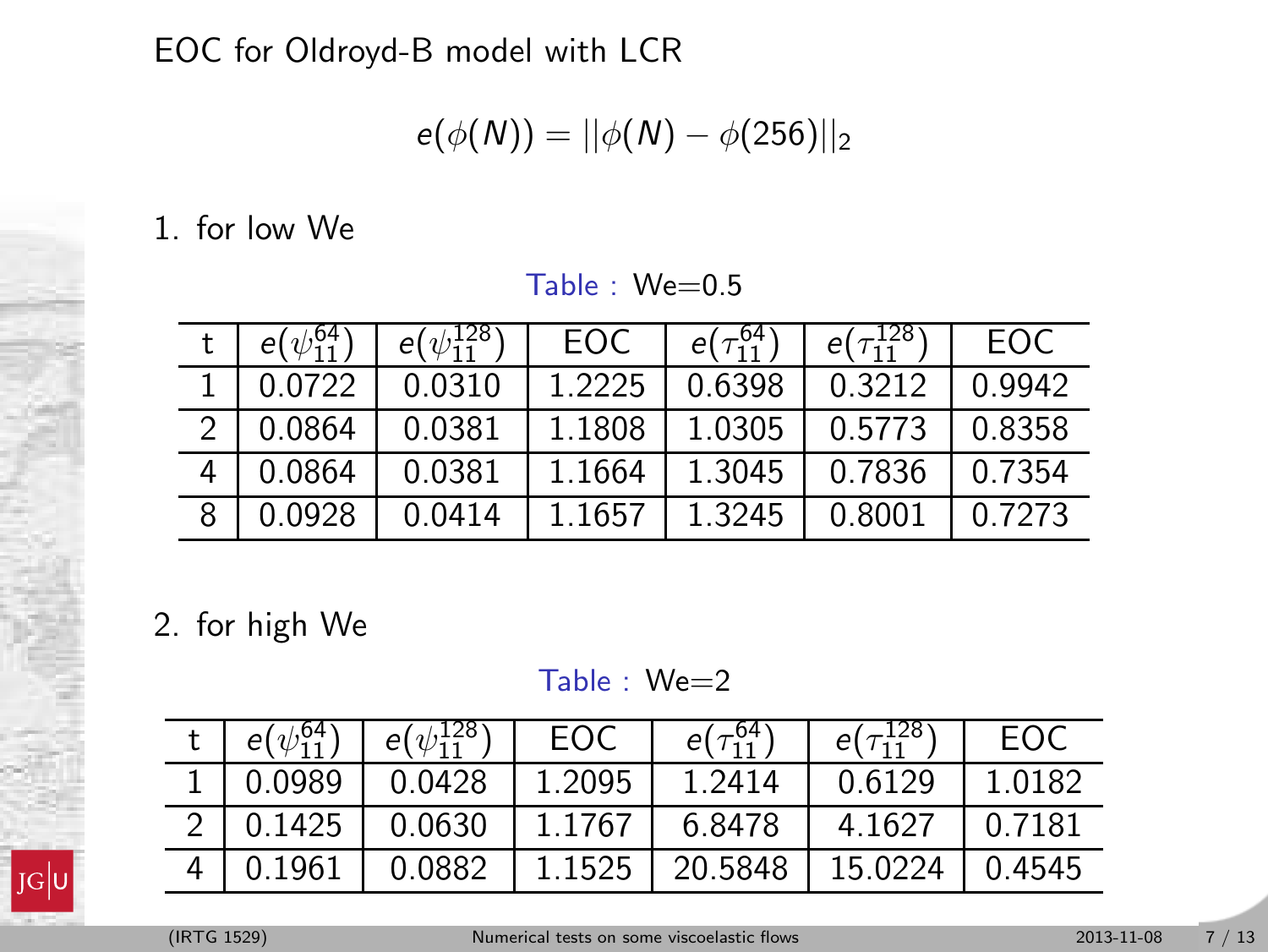# EOC for Oldroyd-B model with LCR

$$e(\phi(N)) = ||\phi(N) - \phi(256)||_2$$

1. for low We

Table : We=0.5

| t | $e(\psi_{11}^{64})$ | $e(\psi_{11}^{128})$ | EOC | $e(\tau_{11}^{64})$ | $e(\tau_{11}^{128})$ | EOC |
|---|---|---|---|---|---|---|
| 1 | 0.0722 | 0.0310 | 1.2225 | 0.6398 | 0.3212 | 0.9942 |
| 2 | 0.0864 | 0.0381 | 1.1808 | 1.0305 | 0.5773 | 0.8358 |
| 4 | 0.0864 | 0.0381 | 1.1664 | 1.3045 | 0.7836 | 0.7354 |
| 8 | 0.0928 | 0.0414 | 1.1657 | 1.3245 | 0.8001 | 0.7273 |

2. for high We

Table : We=2

| t | $e(\psi_{11}^{64})$ | $e(\psi_{11}^{128})$ | EOC | $e(\tau_{11}^{64})$ | $e(\tau_{11}^{128})$ | EOC |
|---|---|---|---|---|---|---|
| 1 | 0.0989 | 0.0428 | 1.2095 | 1.2414 | 0.6129 | 1.0182 |
| 2 | 0.1425 | 0.0630 | 1.1767 | 6.8478 | 4.1627 | 0.7181 |
| 4 | 0.1961 | 0.0882 | 1.1525 | 20.5848 | 15.0224 | 0.4545 |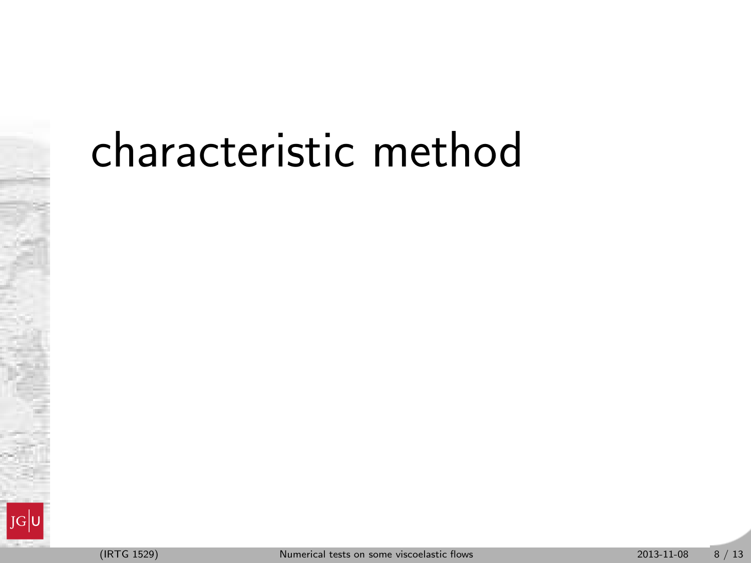# characteristic method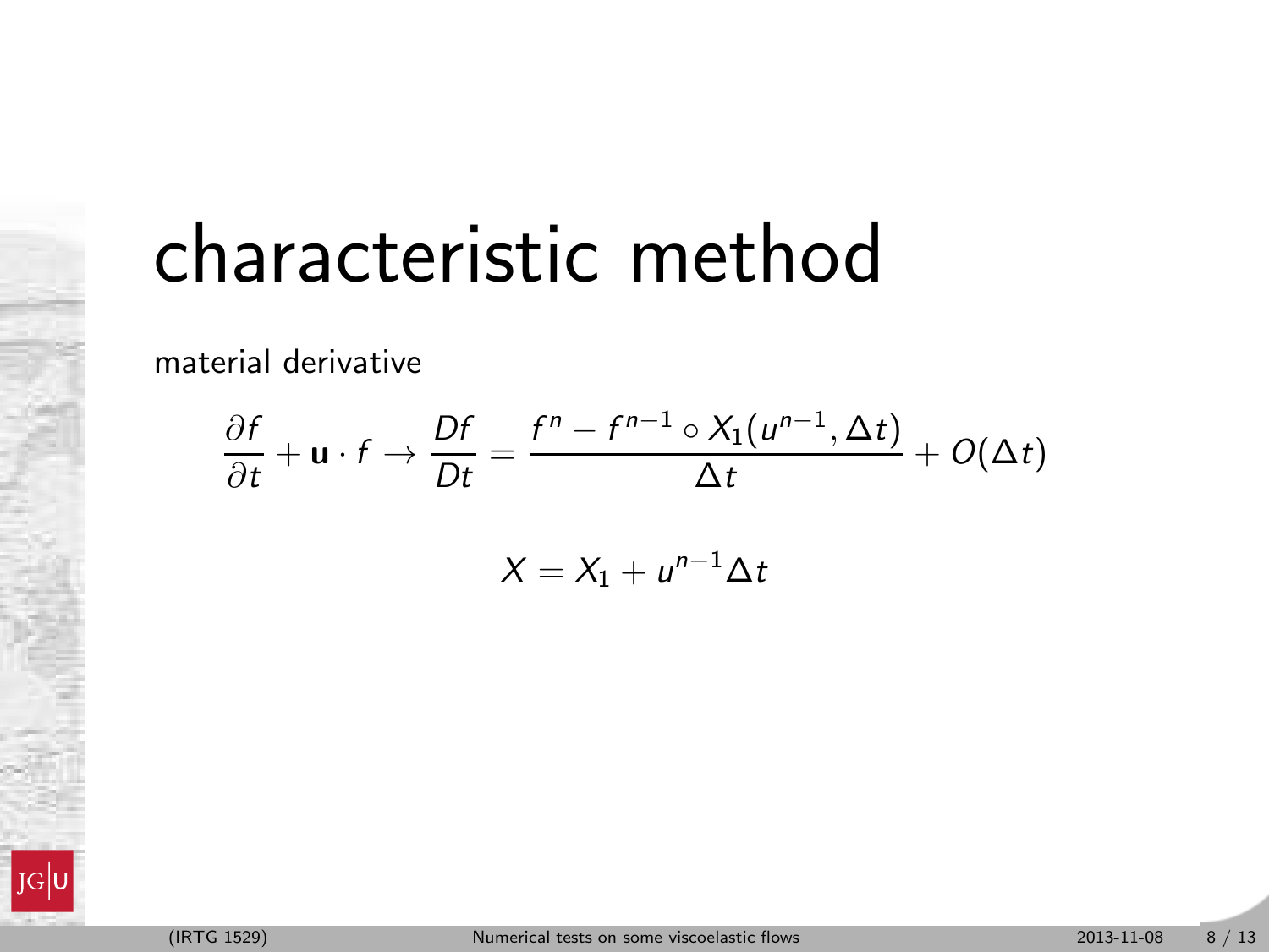# characteristic method

material derivative

$$\frac{\partial f}{\partial t} + \mathbf{u} \cdot f \rightarrow \frac{Df}{Dt} = \frac{f^n - f^{n-1} \circ X_1(u^{n-1}, \Delta t)}{\Delta t} + O(\Delta t)$$

$$X = X_1 + u^{n-1} \Delta t$$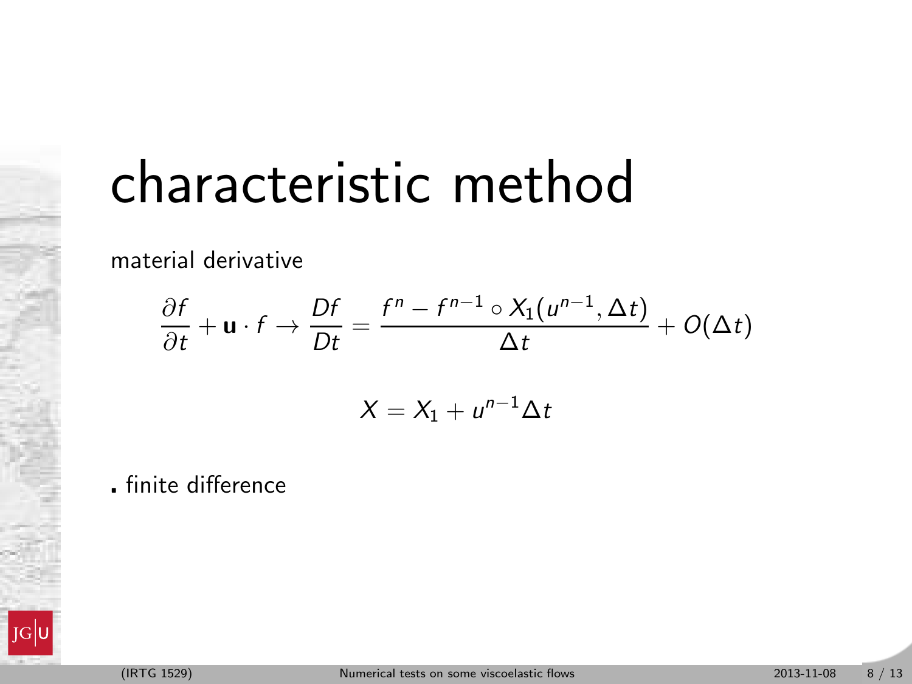# characteristic method

material derivative

$$\frac{\partial f}{\partial t} + \mathbf{u} \cdot f \rightarrow \frac{Df}{Dt} = \frac{f^n - f^{n-1} \circ X_1(u^{n-1}, \Delta t)}{\Delta t} + O(\Delta t)$$

$$X = X_1 + u^{n-1} \Delta t$$

- finite difference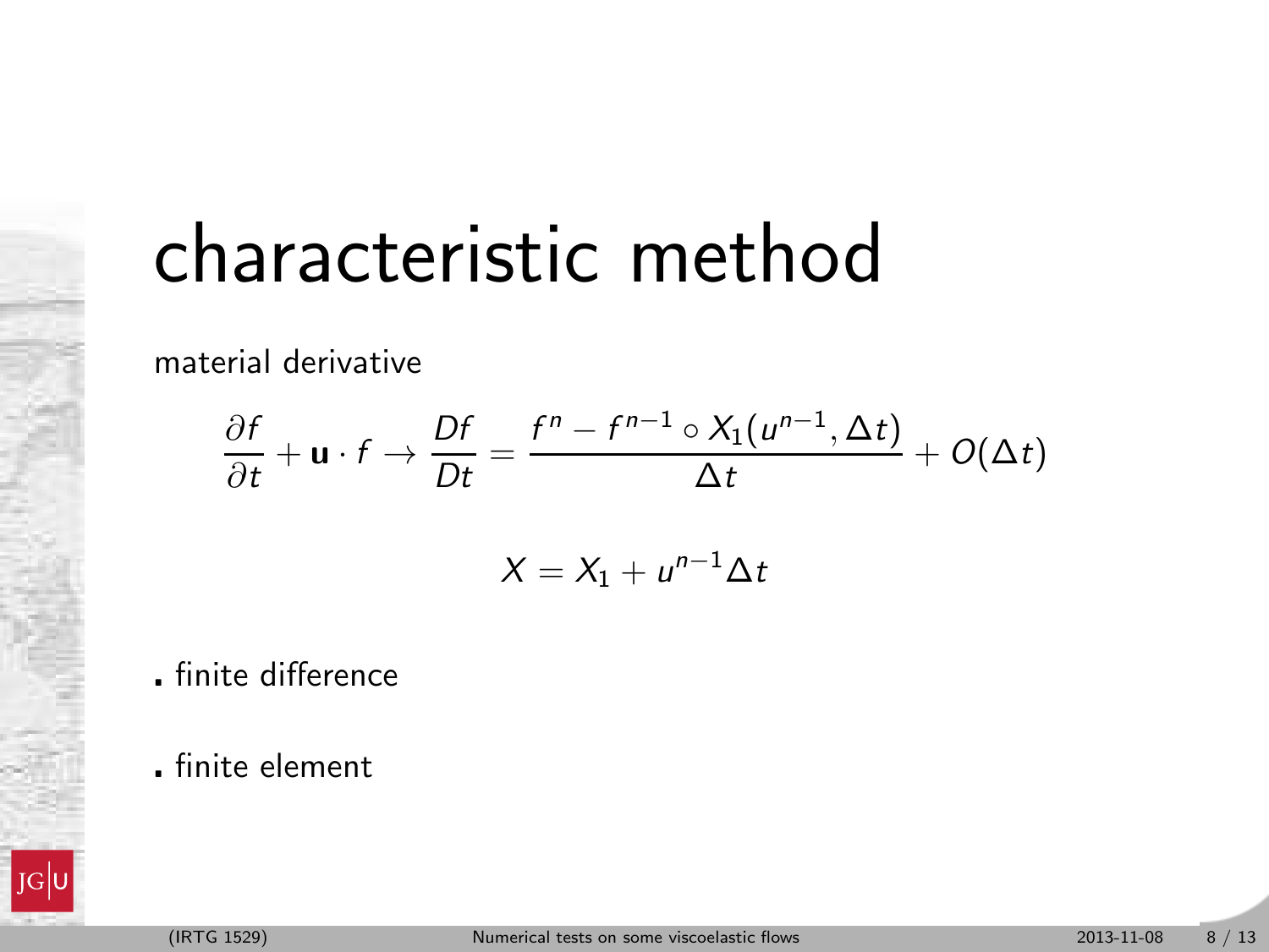# characteristic method

material derivative

$$\frac{\partial f}{\partial t} + \mathbf{u} \cdot f \rightarrow \frac{Df}{Dt} = \frac{f^n - f^{n-1} \circ X_1(u^{n-1}, \Delta t)}{\Delta t} + O(\Delta t)$$

$$X = X_1 + u^{n-1}\Delta t$$

- finite difference
- finite element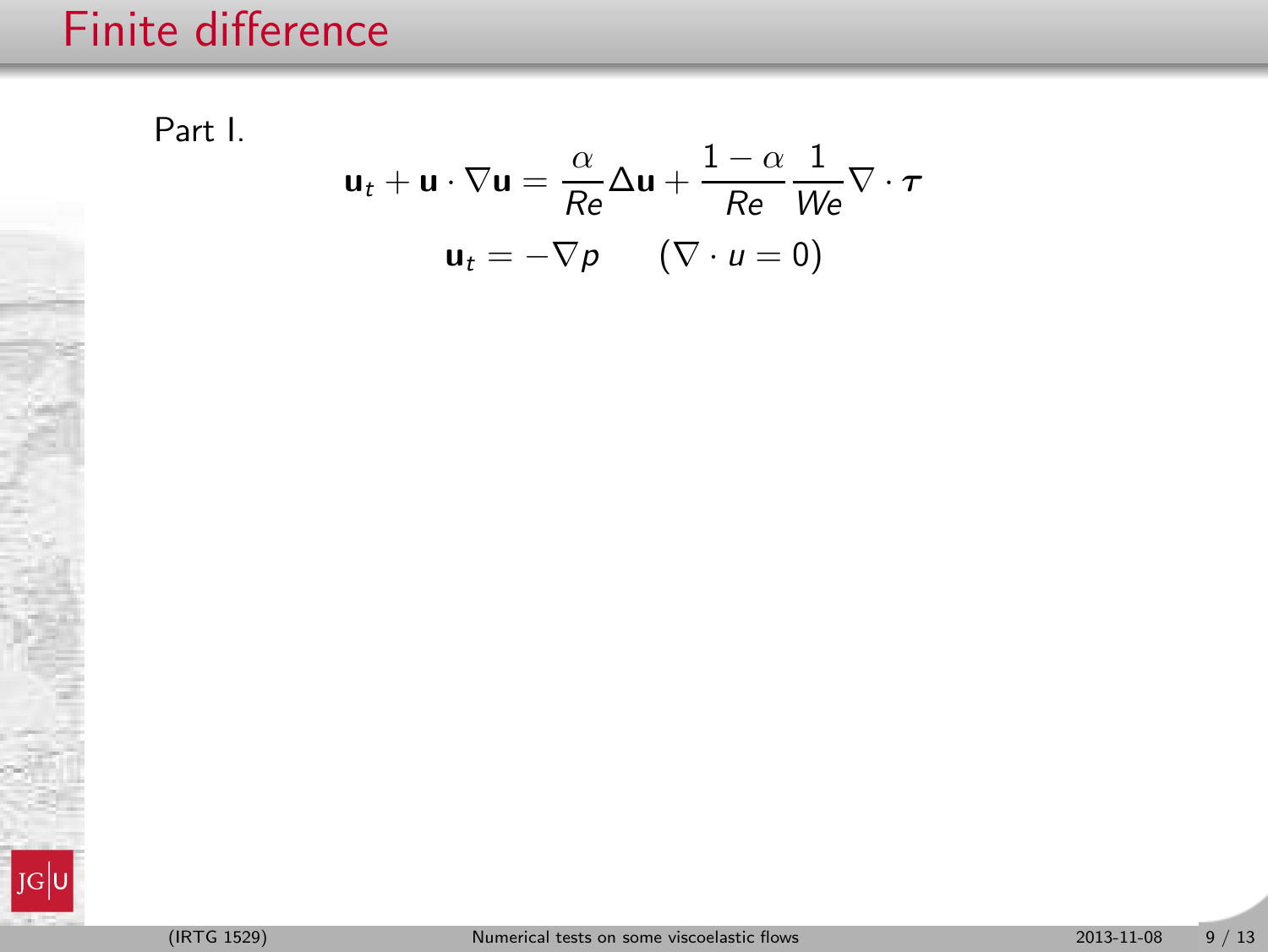# Finite difference

Part I.

$$\mathbf{u}_t + \mathbf{u} \cdot \nabla \mathbf{u} = \frac{\alpha}{Re} \Delta \mathbf{u} + \frac{1-\alpha}{Re} \frac{1}{We} \nabla \cdot \boldsymbol{\tau}$$

$$\mathbf{u}_t = -\nabla p \qquad (\nabla \cdot u = 0)$$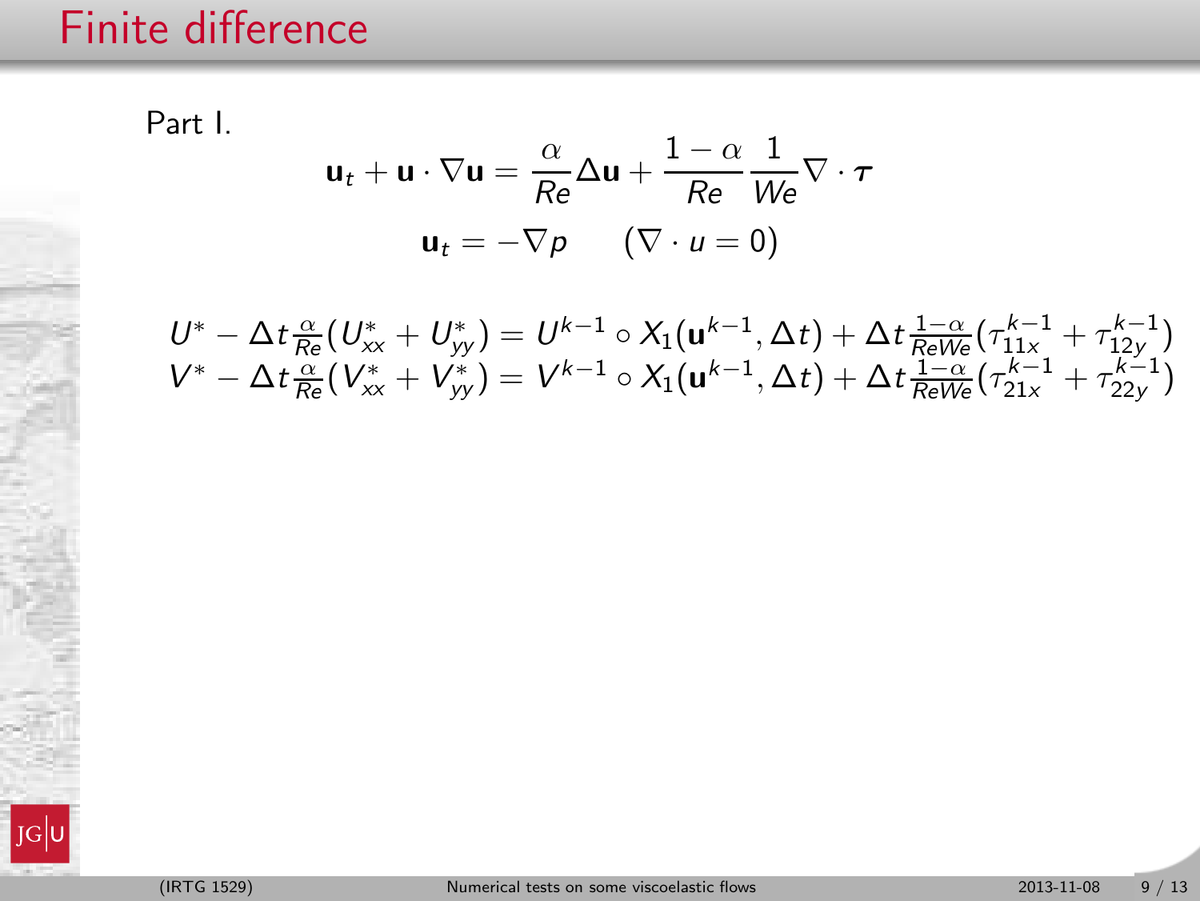# Finite difference

Part I.

$$\mathbf{u}_t + \mathbf{u} \cdot \nabla \mathbf{u} = \frac{\alpha}{Re} \Delta \mathbf{u} + \frac{1-\alpha}{Re} \frac{1}{We} \nabla \cdot \boldsymbol{\tau}$$

$$\mathbf{u}_t = -\nabla p \qquad (\nabla \cdot u = 0)$$

$$U^* - \Delta t \tfrac{\alpha}{Re}(U^*_{xx} + U^*_{yy}) = U^{k-1} \circ X_1(\mathbf{u}^{k-1}, \Delta t) + \Delta t \tfrac{1-\alpha}{ReWe}(\tau^{k-1}_{11x} + \tau^{k-1}_{12y})$$

$$V^* - \Delta t \tfrac{\alpha}{Re}(V^*_{xx} + V^*_{yy}) = V^{k-1} \circ X_1(\mathbf{u}^{k-1}, \Delta t) + \Delta t \tfrac{1-\alpha}{ReWe}(\tau^{k-1}_{21x} + \tau^{k-1}_{22y})$$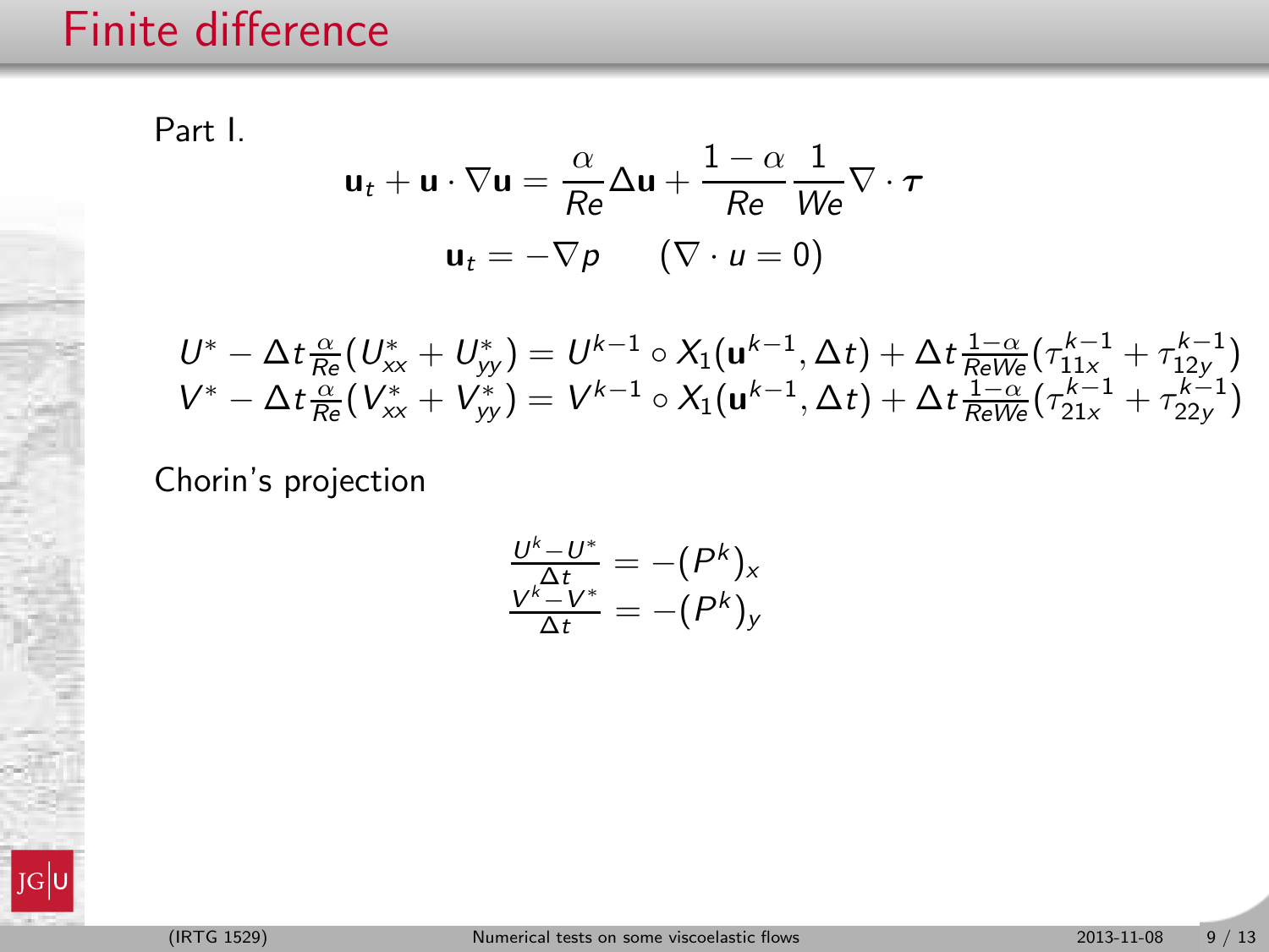# Finite difference

Part I.

$$\mathbf{u}_t + \mathbf{u} \cdot \nabla \mathbf{u} = \frac{\alpha}{Re} \Delta \mathbf{u} + \frac{1-\alpha}{Re} \frac{1}{We} \nabla \cdot \boldsymbol{\tau}$$

$$\mathbf{u}_t = -\nabla p \qquad (\nabla \cdot u = 0)$$

$$U^* - \Delta t \tfrac{\alpha}{Re}(U^*_{xx} + U^*_{yy}) = U^{k-1} \circ X_1(\mathbf{u}^{k-1}, \Delta t) + \Delta t \tfrac{1-\alpha}{ReWe}(\tau^{k-1}_{11x} + \tau^{k-1}_{12y})$$
$$V^* - \Delta t \tfrac{\alpha}{Re}(V^*_{xx} + V^*_{yy}) = V^{k-1} \circ X_1(\mathbf{u}^{k-1}, \Delta t) + \Delta t \tfrac{1-\alpha}{ReWe}(\tau^{k-1}_{21x} + \tau^{k-1}_{22y})$$

Chorin's projection

$$\tfrac{U^k - U^*}{\Delta t} = -(P^k)_x$$
$$\tfrac{V^k - V^*}{\Delta t} = -(P^k)_y$$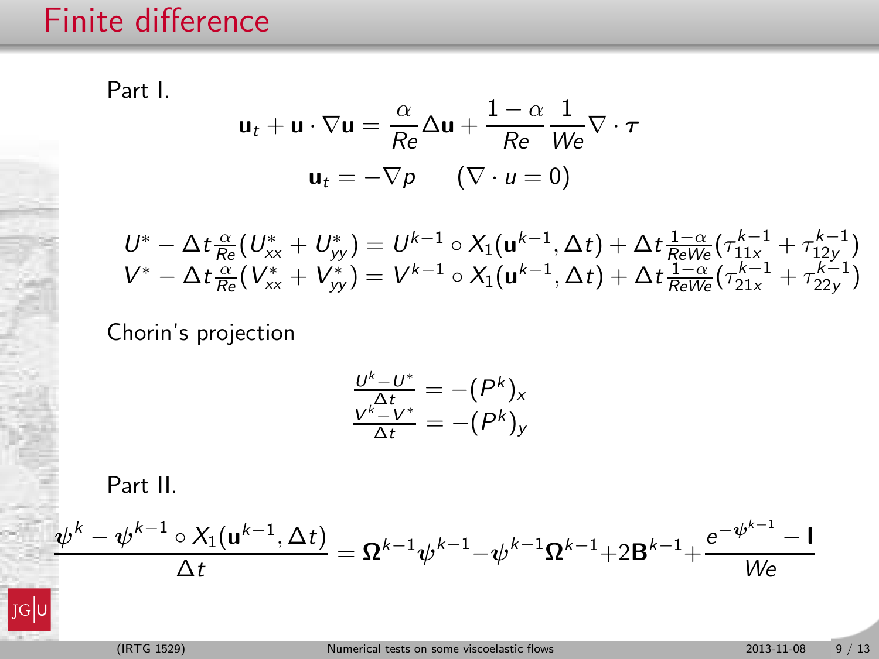# Finite difference

Part I.

$$\mathbf{u}_t + \mathbf{u} \cdot \nabla \mathbf{u} = \frac{\alpha}{Re} \Delta \mathbf{u} + \frac{1-\alpha}{Re} \frac{1}{We} \nabla \cdot \boldsymbol{\tau}$$

$$\mathbf{u}_t = -\nabla p \qquad (\nabla \cdot u = 0)$$

$$U^* - \Delta t \tfrac{\alpha}{Re}(U^*_{xx} + U^*_{yy}) = U^{k-1} \circ X_1(\mathbf{u}^{k-1}, \Delta t) + \Delta t \tfrac{1-\alpha}{ReWe}(\tau^{k-1}_{11x} + \tau^{k-1}_{12y})$$

$$V^* - \Delta t \tfrac{\alpha}{Re}(V^*_{xx} + V^*_{yy}) = V^{k-1} \circ X_1(\mathbf{u}^{k-1}, \Delta t) + \Delta t \tfrac{1-\alpha}{ReWe}(\tau^{k-1}_{21x} + \tau^{k-1}_{22y})$$

Chorin's projection

$$\frac{U^k - U^*}{\Delta t} = -(P^k)_x$$

$$\frac{V^k - V^*}{\Delta t} = -(P^k)_y$$

Part II.

$$\frac{\boldsymbol{\psi}^k - \boldsymbol{\psi}^{k-1} \circ X_1(\mathbf{u}^{k-1}, \Delta t)}{\Delta t} = \mathbf{\Omega}^{k-1}\boldsymbol{\psi}^{k-1} - \boldsymbol{\psi}^{k-1}\mathbf{\Omega}^{k-1} + 2\mathbf{B}^{k-1} + \frac{e^{-\boldsymbol{\psi}^{k-1}} - \mathbf{I}}{We}$$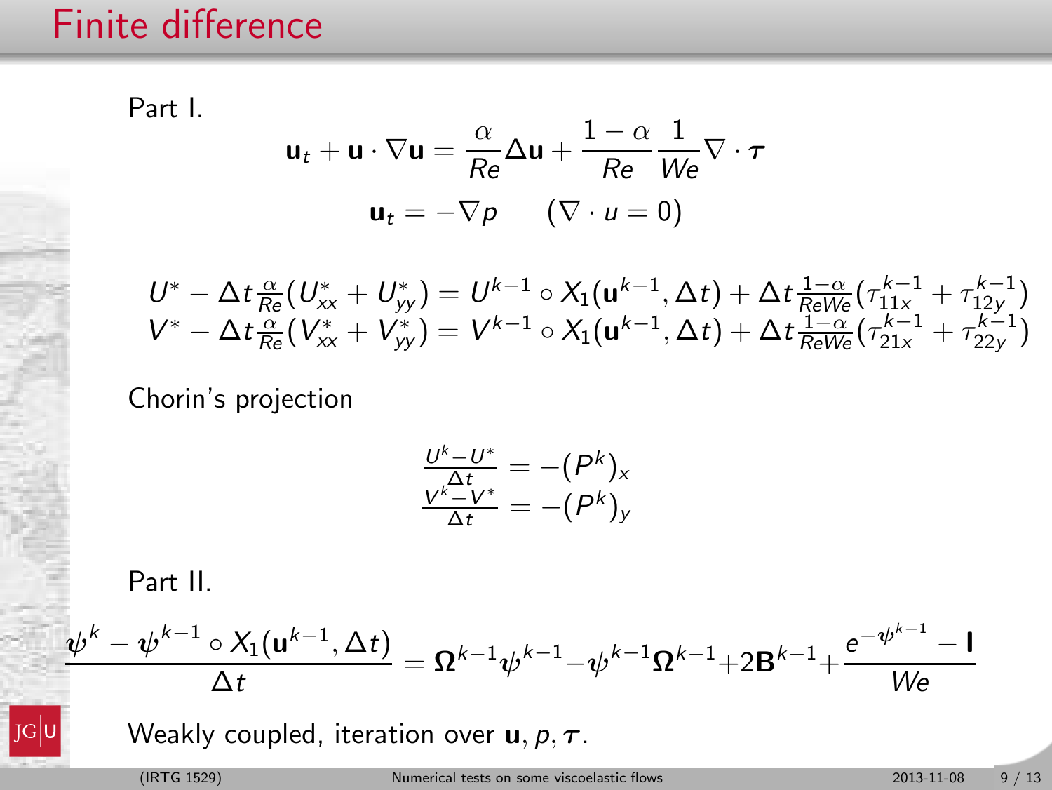# Finite difference

Part I.

$$\mathbf{u}_t + \mathbf{u}\cdot\nabla\mathbf{u} = \frac{\alpha}{Re}\Delta\mathbf{u} + \frac{1-\alpha}{Re}\frac{1}{We}\nabla\cdot\boldsymbol{\tau}$$

$$\mathbf{u}_t = -\nabla p \qquad (\nabla\cdot u = 0)$$

$$U^* - \Delta t\tfrac{\alpha}{Re}(U^*_{xx} + U^*_{yy}) = U^{k-1}\circ X_1(\mathbf{u}^{k-1},\Delta t) + \Delta t\tfrac{1-\alpha}{ReWe}(\tau^{k-1}_{11x} + \tau^{k-1}_{12y})$$
$$V^* - \Delta t\tfrac{\alpha}{Re}(V^*_{xx} + V^*_{yy}) = V^{k-1}\circ X_1(\mathbf{u}^{k-1},\Delta t) + \Delta t\tfrac{1-\alpha}{ReWe}(\tau^{k-1}_{21x} + \tau^{k-1}_{22y})$$

Chorin's projection

$$\tfrac{U^k - U^*}{\Delta t} = -(P^k)_x$$
$$\tfrac{V^k - V^*}{\Delta t} = -(P^k)_y$$

Part II.

$$\frac{\boldsymbol{\psi}^k - \boldsymbol{\psi}^{k-1}\circ X_1(\mathbf{u}^{k-1},\Delta t)}{\Delta t} = \boldsymbol{\Omega}^{k-1}\boldsymbol{\psi}^{k-1} - \boldsymbol{\psi}^{k-1}\boldsymbol{\Omega}^{k-1} + 2\mathbf{B}^{k-1} + \frac{e^{-\boldsymbol{\psi}^{k-1}} - \mathbf{I}}{We}$$

Weakly coupled, iteration over $\mathbf{u}, p, \boldsymbol{\tau}$.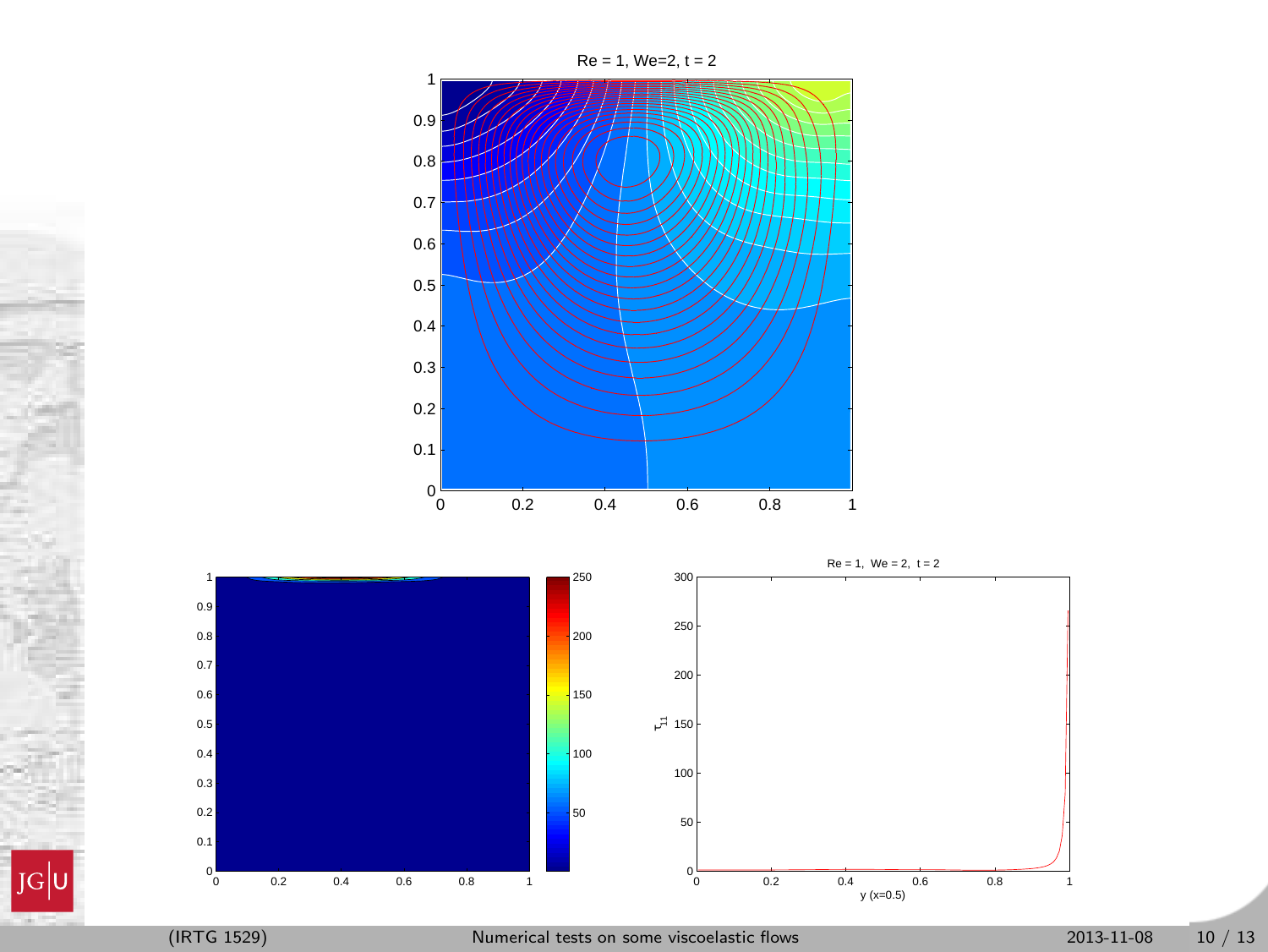Re = 1, We=2, t = 2

Re = 1, We = 2, t = 2

$\tau_{11}$

y (x=0.5)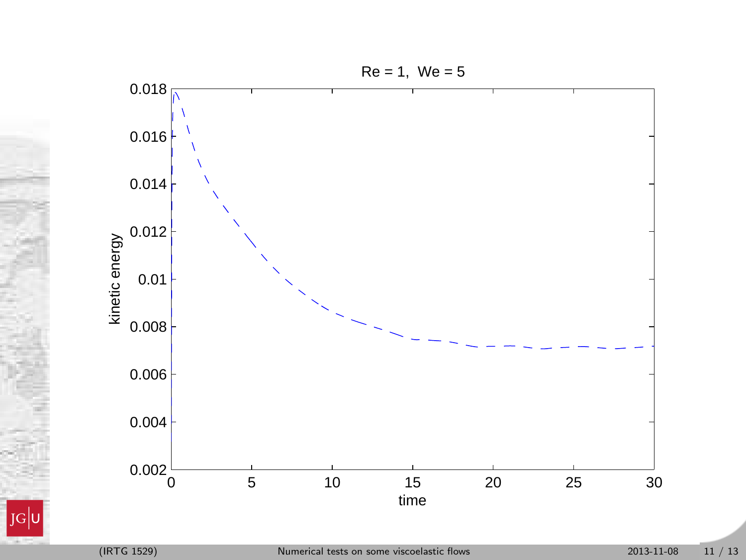Re = 1,  We = 5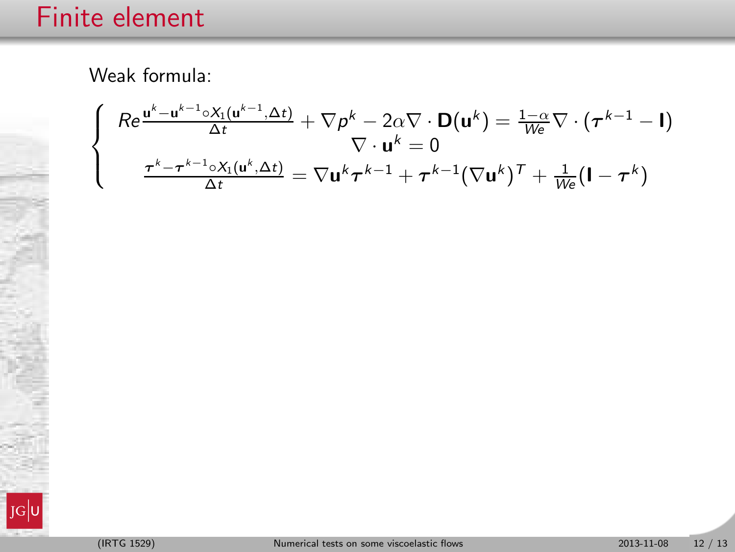# Finite element

Weak formula:

$$
\left\{
\begin{array}{c}
Re\frac{\mathbf{u}^k-\mathbf{u}^{k-1}\circ X_1(\mathbf{u}^{k-1},\Delta t)}{\Delta t} + \nabla p^k - 2\alpha\nabla\cdot\mathbf{D}(\mathbf{u}^k) = \frac{1-\alpha}{We}\nabla\cdot(\boldsymbol{\tau}^{k-1}-\mathbf{I}) \\
\nabla\cdot\mathbf{u}^k = 0 \\
\frac{\boldsymbol{\tau}^k-\boldsymbol{\tau}^{k-1}\circ X_1(\mathbf{u}^k,\Delta t)}{\Delta t} = \nabla\mathbf{u}^k\boldsymbol{\tau}^{k-1} + \boldsymbol{\tau}^{k-1}(\nabla\mathbf{u}^k)^T + \frac{1}{We}(\mathbf{I}-\boldsymbol{\tau}^k)
\end{array}
\right.
$$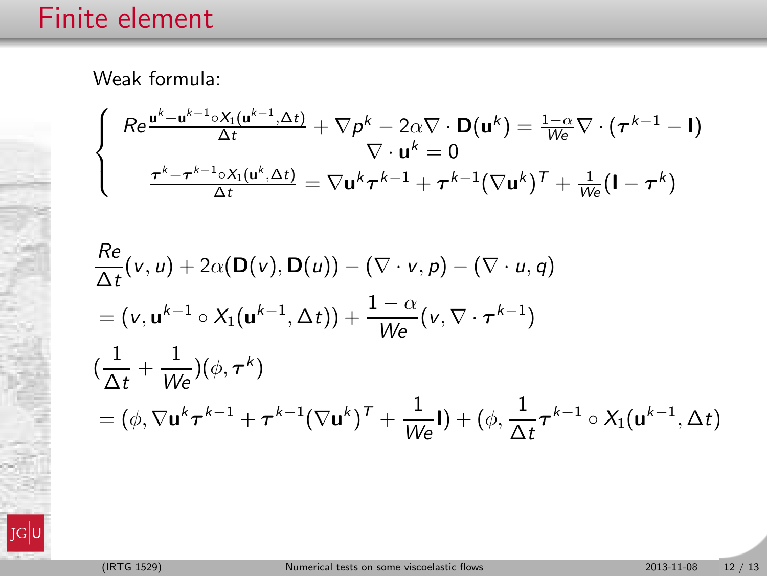# Finite element

Weak formula:

$$
\begin{cases}
Re\frac{\mathbf{u}^k-\mathbf{u}^{k-1}\circ X_1(\mathbf{u}^{k-1},\Delta t)}{\Delta t}+\nabla p^k-2\alpha\nabla\cdot\mathbf{D}(\mathbf{u}^k)=\frac{1-\alpha}{We}\nabla\cdot(\boldsymbol{\tau}^{k-1}-\mathbf{I})\\
\nabla\cdot\mathbf{u}^k=0\\
\frac{\boldsymbol{\tau}^k-\boldsymbol{\tau}^{k-1}\circ X_1(\mathbf{u}^k,\Delta t)}{\Delta t}=\nabla\mathbf{u}^k\boldsymbol{\tau}^{k-1}+\boldsymbol{\tau}^{k-1}(\nabla\mathbf{u}^k)^T+\frac{1}{We}(\mathbf{I}-\boldsymbol{\tau}^k)
\end{cases}
$$

$$
\frac{Re}{\Delta t}(v,u)+2\alpha(\mathbf{D}(v),\mathbf{D}(u))-(\nabla\cdot v,p)-(\nabla\cdot u,q)
$$

$$
=(v,\mathbf{u}^{k-1}\circ X_1(\mathbf{u}^{k-1},\Delta t))+\frac{1-\alpha}{We}(v,\nabla\cdot\boldsymbol{\tau}^{k-1})
$$

$$
(\frac{1}{\Delta t}+\frac{1}{We})(\phi,\boldsymbol{\tau}^k)
$$

$$
=(\phi,\nabla\mathbf{u}^k\boldsymbol{\tau}^{k-1}+\boldsymbol{\tau}^{k-1}(\nabla\mathbf{u}^k)^T+\frac{1}{We}\mathbf{I})+(\phi,\frac{1}{\Delta t}\boldsymbol{\tau}^{k-1}\circ X_1(\mathbf{u}^{k-1},\Delta t)
$$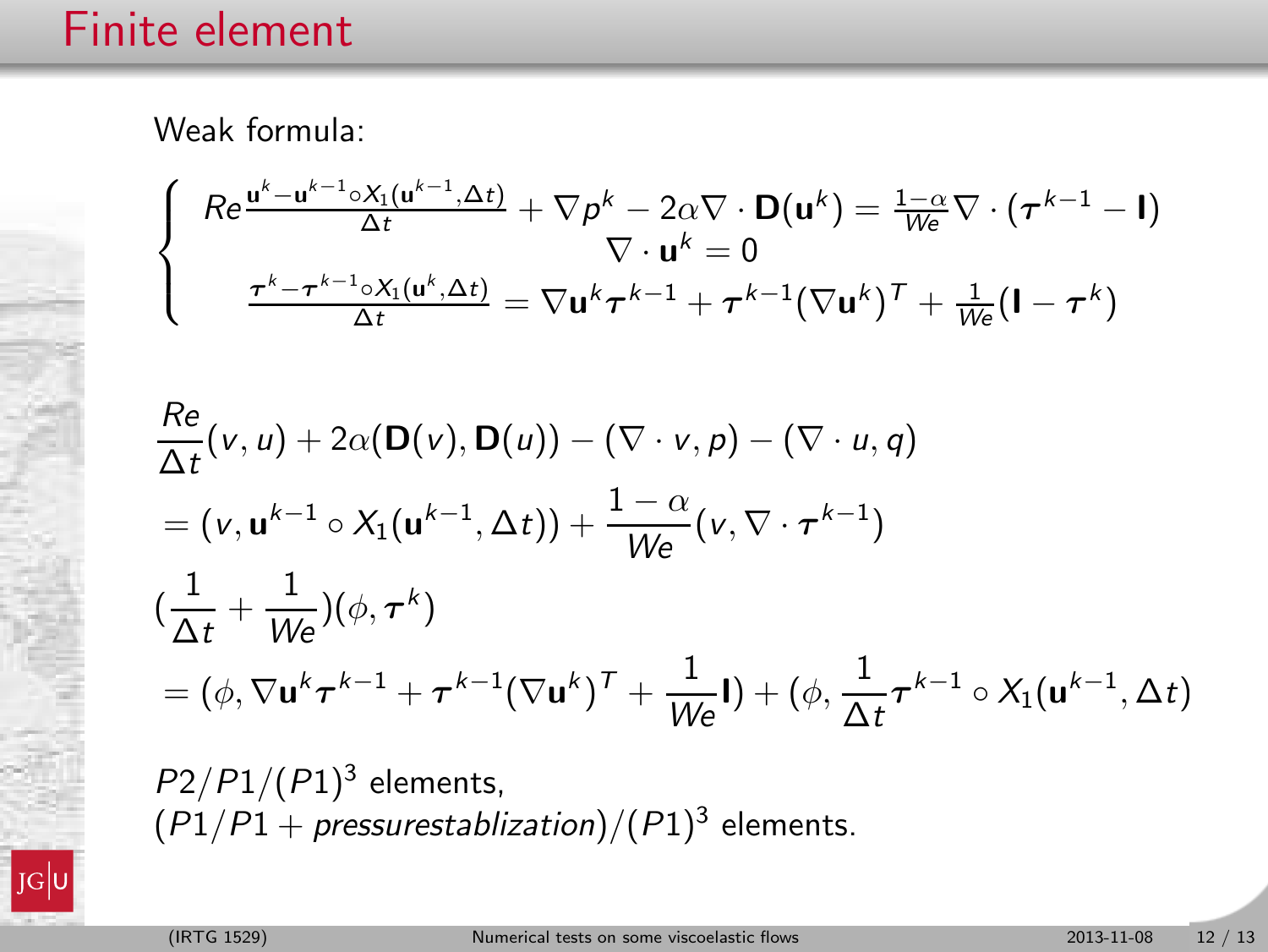# Finite element

Weak formula:

$$
\begin{cases}
Re\frac{\mathbf{u}^k-\mathbf{u}^{k-1}\circ X_1(\mathbf{u}^{k-1},\Delta t)}{\Delta t}+\nabla p^k-2\alpha\nabla\cdot\mathbf{D}(\mathbf{u}^k)=\frac{1-\alpha}{We}\nabla\cdot(\boldsymbol{\tau}^{k-1}-\mathbf{I}) \\
\nabla\cdot\mathbf{u}^k=0 \\
\frac{\boldsymbol{\tau}^k-\boldsymbol{\tau}^{k-1}\circ X_1(\mathbf{u}^k,\Delta t)}{\Delta t}=\nabla\mathbf{u}^k\boldsymbol{\tau}^{k-1}+\boldsymbol{\tau}^{k-1}(\nabla\mathbf{u}^k)^T+\frac{1}{We}(\mathbf{I}-\boldsymbol{\tau}^k)
\end{cases}
$$

$$
\frac{Re}{\Delta t}(v,u)+2\alpha(\mathbf{D}(v),\mathbf{D}(u))-(\nabla\cdot v,p)-(\nabla\cdot u,q)
$$

$$
=(v,\mathbf{u}^{k-1}\circ X_1(\mathbf{u}^{k-1},\Delta t))+\frac{1-\alpha}{We}(v,\nabla\cdot\boldsymbol{\tau}^{k-1})
$$

$$
(\frac{1}{\Delta t}+\frac{1}{We})(\phi,\boldsymbol{\tau}^k)
$$

$$
=(\phi,\nabla\mathbf{u}^k\boldsymbol{\tau}^{k-1}+\boldsymbol{\tau}^{k-1}(\nabla\mathbf{u}^k)^T+\frac{1}{We}\mathbf{I})+(\phi,\frac{1}{\Delta t}\boldsymbol{\tau}^{k-1}\circ X_1(\mathbf{u}^{k-1},\Delta t)
$$

$P2/P1/(P1)^3$ elements,
$(P1/P1+pressurestablization)/(P1)^3$ elements.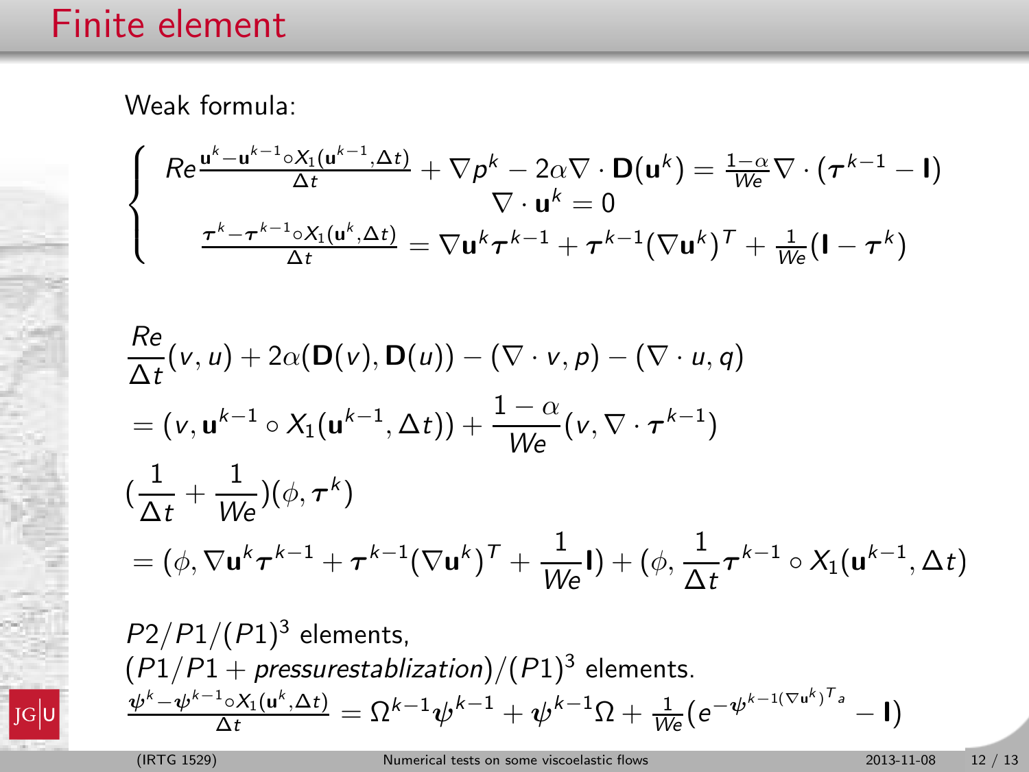# Finite element

Weak formula:

$$
\begin{cases}
Re\frac{\mathbf{u}^k-\mathbf{u}^{k-1}\circ X_1(\mathbf{u}^{k-1},\Delta t)}{\Delta t} + \nabla p^k - 2\alpha\nabla\cdot\mathbf{D}(\mathbf{u}^k) = \frac{1-\alpha}{We}\nabla\cdot(\boldsymbol{\tau}^{k-1}-\mathbf{I}) \\
\nabla\cdot\mathbf{u}^k = 0 \\
\frac{\boldsymbol{\tau}^k-\boldsymbol{\tau}^{k-1}\circ X_1(\mathbf{u}^k,\Delta t)}{\Delta t} = \nabla\mathbf{u}^k\boldsymbol{\tau}^{k-1} + \boldsymbol{\tau}^{k-1}(\nabla\mathbf{u}^k)^T + \frac{1}{We}(\mathbf{I}-\boldsymbol{\tau}^k)
\end{cases}
$$

$$
\frac{Re}{\Delta t}(v,u) + 2\alpha(\mathbf{D}(v),\mathbf{D}(u)) - (\nabla\cdot v, p) - (\nabla\cdot u, q)
$$

$$
= (v, \mathbf{u}^{k-1}\circ X_1(\mathbf{u}^{k-1},\Delta t)) + \frac{1-\alpha}{We}(v,\nabla\cdot\boldsymbol{\tau}^{k-1})
$$

$$
(\frac{1}{\Delta t}+\frac{1}{We})(\phi,\boldsymbol{\tau}^k)
$$

$$
= (\phi, \nabla\mathbf{u}^k\boldsymbol{\tau}^{k-1} + \boldsymbol{\tau}^{k-1}(\nabla\mathbf{u}^k)^T + \frac{1}{We}\mathbf{I}) + (\phi, \frac{1}{\Delta t}\boldsymbol{\tau}^{k-1}\circ X_1(\mathbf{u}^{k-1},\Delta t)
$$

$P2/P1/(P1)^3$ elements,
$(P1/P1 + \textit{pressurestablization})/(P1)^3$ elements.

$$
\frac{\boldsymbol{\psi}^k-\boldsymbol{\psi}^{k-1}\circ X_1(\mathbf{u}^k,\Delta t)}{\Delta t} = \Omega^{k-1}\boldsymbol{\psi}^{k-1} + \boldsymbol{\psi}^{k-1}\Omega + \frac{1}{We}(e^{-\boldsymbol{\psi}^{k-1(\nabla\mathbf{u}^k)^T a}} - \mathbf{I})
$$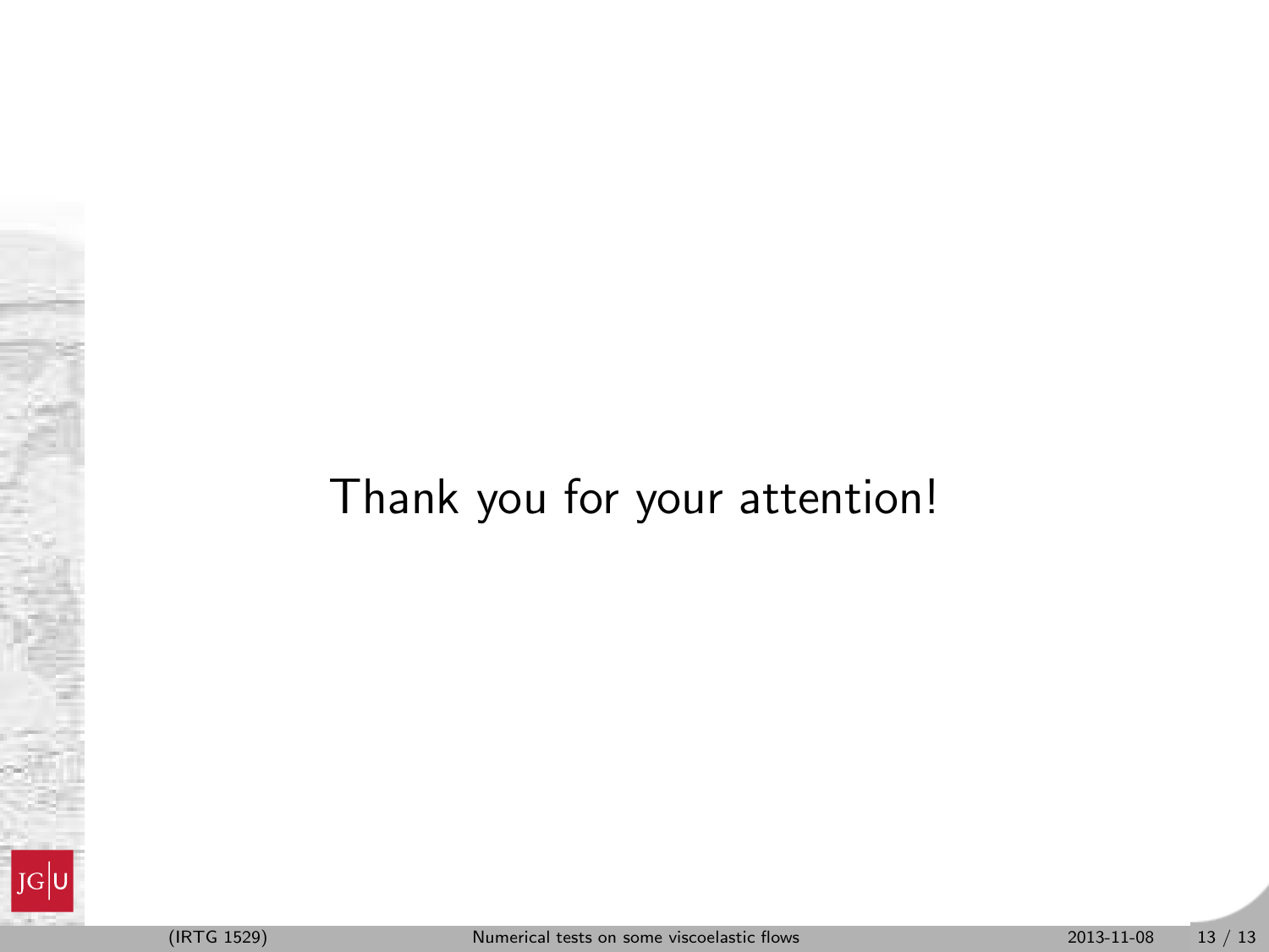Thank you for your attention!